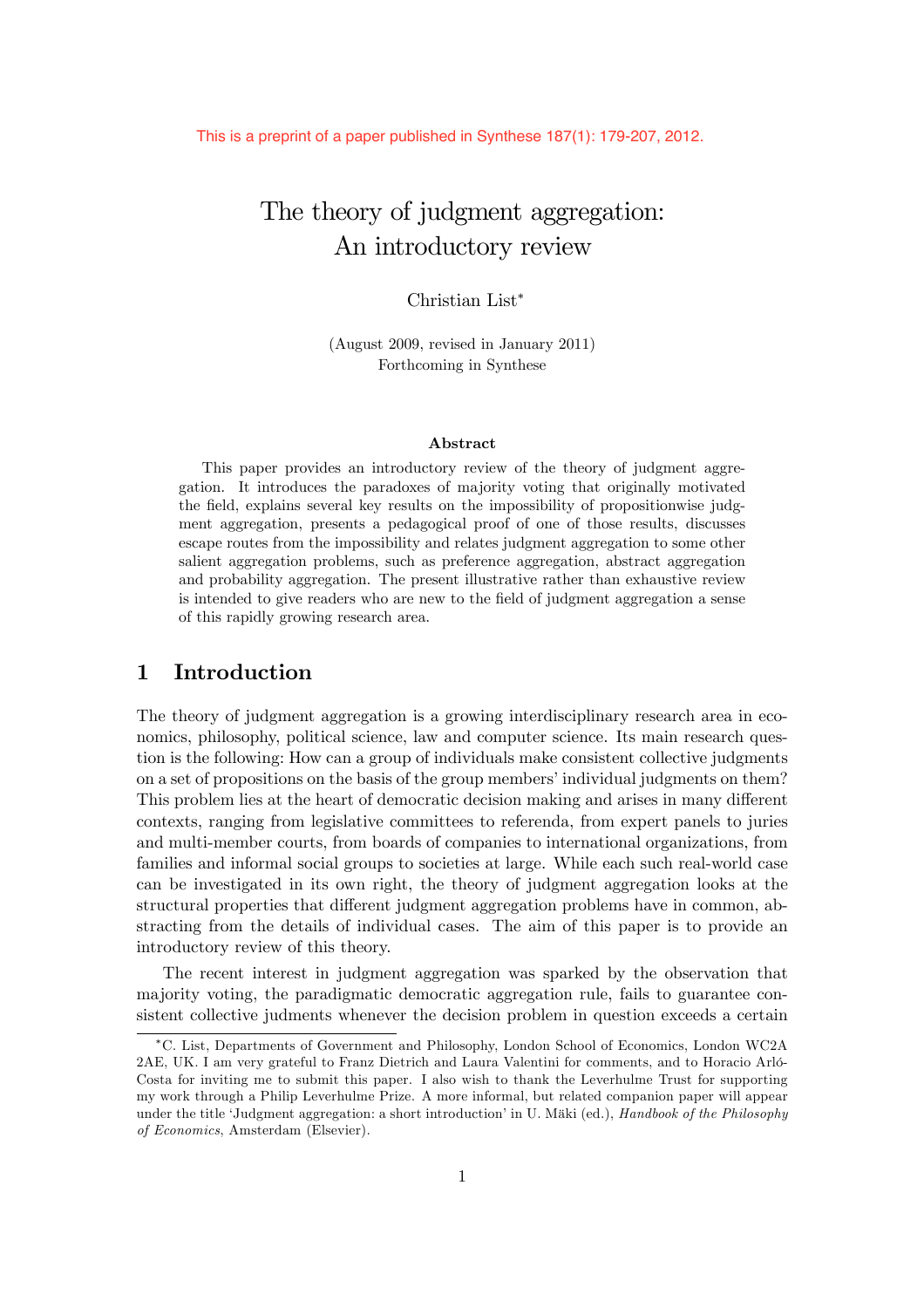This is a preprint of a paper published in Synthese 187(1): 179-207, 2012.

# The theory of judgment aggregation: An introductory review

Christian List*

(August 2009, revised in January 2011)
Forthcoming in Synthese

### Abstract

This paper provides an introductory review of the theory of judgment aggregation. It introduces the paradoxes of majority voting that originally motivated the field, explains several key results on the impossibility of propositionwise judgment aggregation, presents a pedagogical proof of one of those results, discusses escape routes from the impossibility and relates judgment aggregation to some other salient aggregation problems, such as preference aggregation, abstract aggregation and probability aggregation. The present illustrative rather than exhaustive review is intended to give readers who are new to the field of judgment aggregation a sense of this rapidly growing research area.

## 1 Introduction

The theory of judgment aggregation is a growing interdisciplinary research area in economics, philosophy, political science, law and computer science. Its main research question is the following: How can a group of individuals make consistent collective judgments on a set of propositions on the basis of the group members' individual judgments on them? This problem lies at the heart of democratic decision making and arises in many different contexts, ranging from legislative committees to referenda, from expert panels to juries and multi-member courts, from boards of companies to international organizations, from families and informal social groups to societies at large. While each such real-world case can be investigated in its own right, the theory of judgment aggregation looks at the structural properties that different judgment aggregation problems have in common, abstracting from the details of individual cases. The aim of this paper is to provide an introductory review of this theory.

The recent interest in judgment aggregation was sparked by the observation that majority voting, the paradigmatic democratic aggregation rule, fails to guarantee consistent collective judments whenever the decision problem in question exceeds a certain

*C. List, Departments of Government and Philosophy, London School of Economics, London WC2A 2AE, UK. I am very grateful to Franz Dietrich and Laura Valentini for comments, and to Horacio Arló-Costa for inviting me to submit this paper. I also wish to thank the Leverhulme Trust for supporting my work through a Philip Leverhulme Prize. A more informal, but related companion paper will appear under the title 'Judgment aggregation: a short introduction' in U. Mäki (ed.), *Handbook of the Philosophy of Economics*, Amsterdam (Elsevier).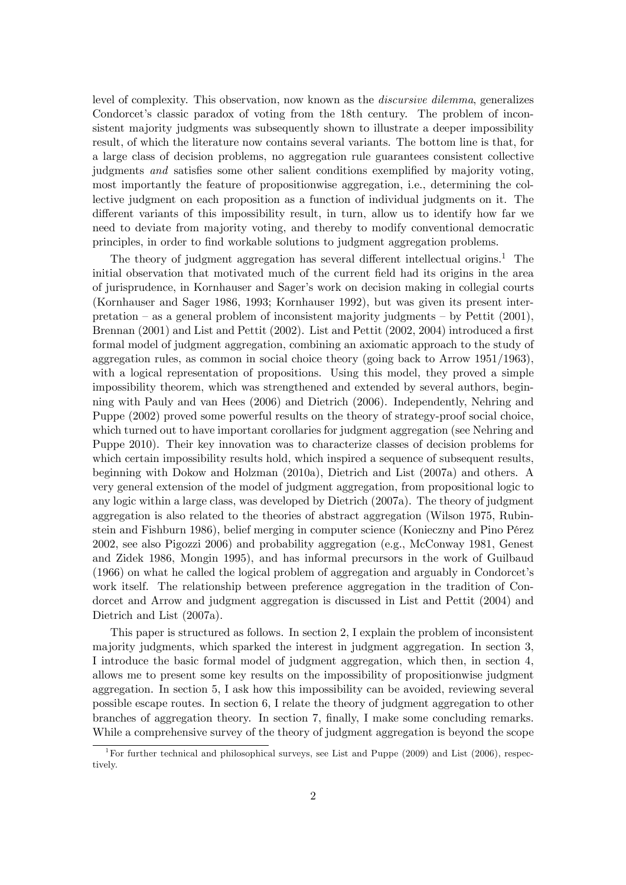level of complexity. This observation, now known as the *discursive dilemma*, generalizes Condorcet's classic paradox of voting from the 18th century. The problem of inconsistent majority judgments was subsequently shown to illustrate a deeper impossibility result, of which the literature now contains several variants. The bottom line is that, for a large class of decision problems, no aggregation rule guarantees consistent collective judgments *and* satisfies some other salient conditions exemplified by majority voting, most importantly the feature of propositionwise aggregation, i.e., determining the collective judgment on each proposition as a function of individual judgments on it. The different variants of this impossibility result, in turn, allow us to identify how far we need to deviate from majority voting, and thereby to modify conventional democratic principles, in order to find workable solutions to judgment aggregation problems.

The theory of judgment aggregation has several different intellectual origins.[1] The initial observation that motivated much of the current field had its origins in the area of jurisprudence, in Kornhauser and Sager's work on decision making in collegial courts (Kornhauser and Sager 1986, 1993; Kornhauser 1992), but was given its present interpretation – as a general problem of inconsistent majority judgments – by Pettit (2001), Brennan (2001) and List and Pettit (2002). List and Pettit (2002, 2004) introduced a first formal model of judgment aggregation, combining an axiomatic approach to the study of aggregation rules, as common in social choice theory (going back to Arrow 1951/1963), with a logical representation of propositions. Using this model, they proved a simple impossibility theorem, which was strengthened and extended by several authors, beginning with Pauly and van Hees (2006) and Dietrich (2006). Independently, Nehring and Puppe (2002) proved some powerful results on the theory of strategy-proof social choice, which turned out to have important corollaries for judgment aggregation (see Nehring and Puppe 2010). Their key innovation was to characterize classes of decision problems for which certain impossibility results hold, which inspired a sequence of subsequent results, beginning with Dokow and Holzman (2010a), Dietrich and List (2007a) and others. A very general extension of the model of judgment aggregation, from propositional logic to any logic within a large class, was developed by Dietrich (2007a). The theory of judgment aggregation is also related to the theories of abstract aggregation (Wilson 1975, Rubinstein and Fishburn 1986), belief merging in computer science (Konieczny and Pino Pérez 2002, see also Pigozzi 2006) and probability aggregation (e.g., McConway 1981, Genest and Zidek 1986, Mongin 1995), and has informal precursors in the work of Guilbaud (1966) on what he called the logical problem of aggregation and arguably in Condorcet's work itself. The relationship between preference aggregation in the tradition of Condorcet and Arrow and judgment aggregation is discussed in List and Pettit (2004) and Dietrich and List (2007a).

This paper is structured as follows. In section 2, I explain the problem of inconsistent majority judgments, which sparked the interest in judgment aggregation. In section 3, I introduce the basic formal model of judgment aggregation, which then, in section 4, allows me to present some key results on the impossibility of propositionwise judgment aggregation. In section 5, I ask how this impossibility can be avoided, reviewing several possible escape routes. In section 6, I relate the theory of judgment aggregation to other branches of aggregation theory. In section 7, finally, I make some concluding remarks. While a comprehensive survey of the theory of judgment aggregation is beyond the scope

[1] For further technical and philosophical surveys, see List and Puppe (2009) and List (2006), respectively.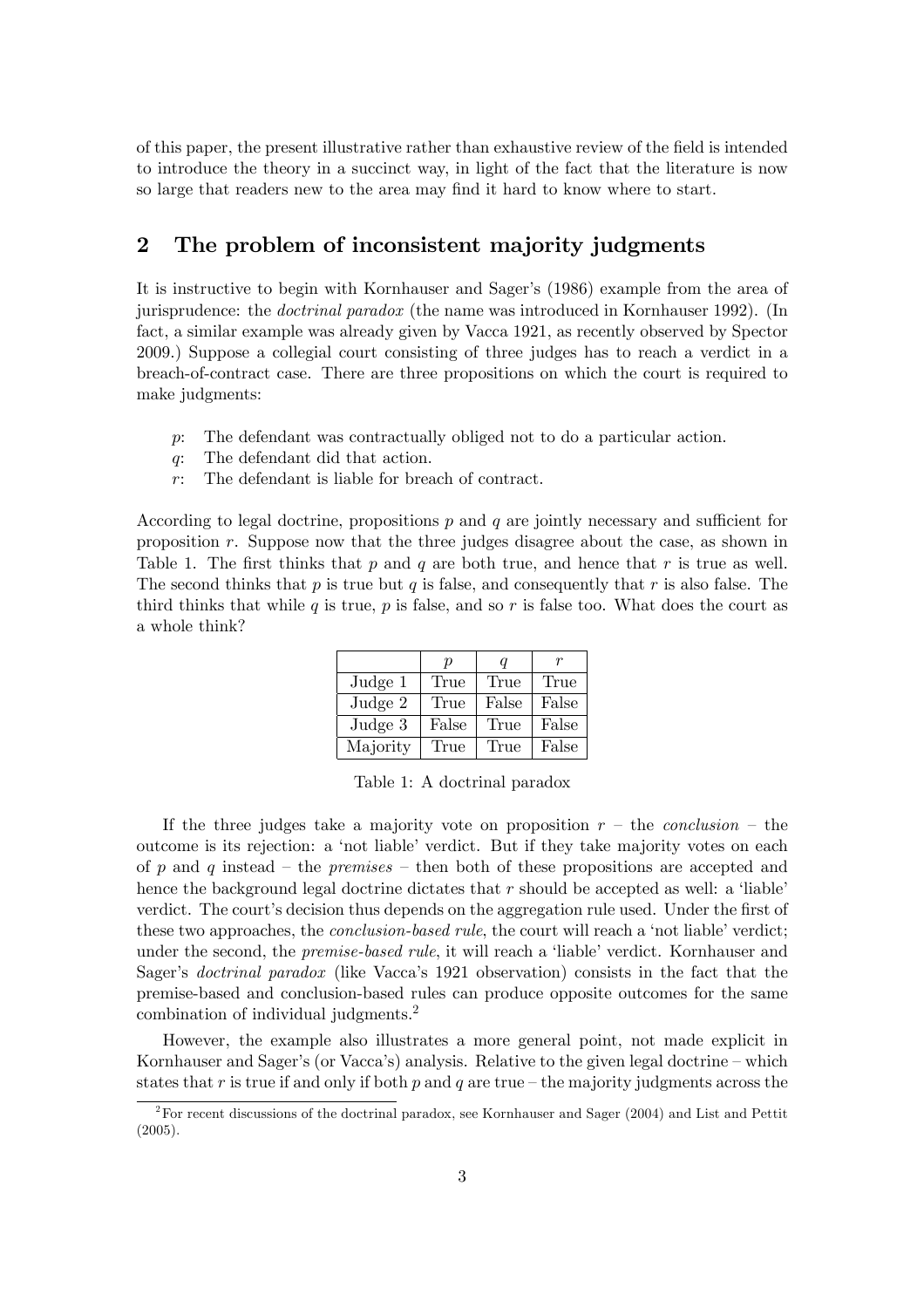of this paper, the present illustrative rather than exhaustive review of the field is intended to introduce the theory in a succinct way, in light of the fact that the literature is now so large that readers new to the area may find it hard to know where to start.

## 2 The problem of inconsistent majority judgments

It is instructive to begin with Kornhauser and Sager's (1986) example from the area of jurisprudence: the *doctrinal paradox* (the name was introduced in Kornhauser 1992). (In fact, a similar example was already given by Vacca 1921, as recently observed by Spector 2009.) Suppose a collegial court consisting of three judges has to reach a verdict in a breach-of-contract case. There are three propositions on which the court is required to make judgments:

- $p$: The defendant was contractually obliged not to do a particular action.
- $q$: The defendant did that action.
- $r$: The defendant is liable for breach of contract.

According to legal doctrine, propositions $p$ and $q$ are jointly necessary and sufficient for proposition $r$. Suppose now that the three judges disagree about the case, as shown in Table 1. The first thinks that $p$ and $q$ are both true, and hence that $r$ is true as well. The second thinks that $p$ is true but $q$ is false, and consequently that $r$ is also false. The third thinks that while $q$ is true, $p$ is false, and so $r$ is false too. What does the court as a whole think?

| | $p$ | $q$ | $r$ |
|---|---|---|---|
| Judge 1 | True | True | True |
| Judge 2 | True | False | False |
| Judge 3 | False | True | False |
| Majority | True | True | False |

Table 1: A doctrinal paradox

If the three judges take a majority vote on proposition $r$ – the *conclusion* – the outcome is its rejection: a 'not liable' verdict. But if they take majority votes on each of $p$ and $q$ instead – the *premises* – then both of these propositions are accepted and hence the background legal doctrine dictates that $r$ should be accepted as well: a 'liable' verdict. The court's decision thus depends on the aggregation rule used. Under the first of these two approaches, the *conclusion-based rule*, the court will reach a 'not liable' verdict; under the second, the *premise-based rule*, it will reach a 'liable' verdict. Kornhauser and Sager's *doctrinal paradox* (like Vacca's 1921 observation) consists in the fact that the premise-based and conclusion-based rules can produce opposite outcomes for the same combination of individual judgments.[2]

However, the example also illustrates a more general point, not made explicit in Kornhauser and Sager's (or Vacca's) analysis. Relative to the given legal doctrine – which states that $r$ is true if and only if both $p$ and $q$ are true – the majority judgments across the

[2] For recent discussions of the doctrinal paradox, see Kornhauser and Sager (2004) and List and Pettit (2005).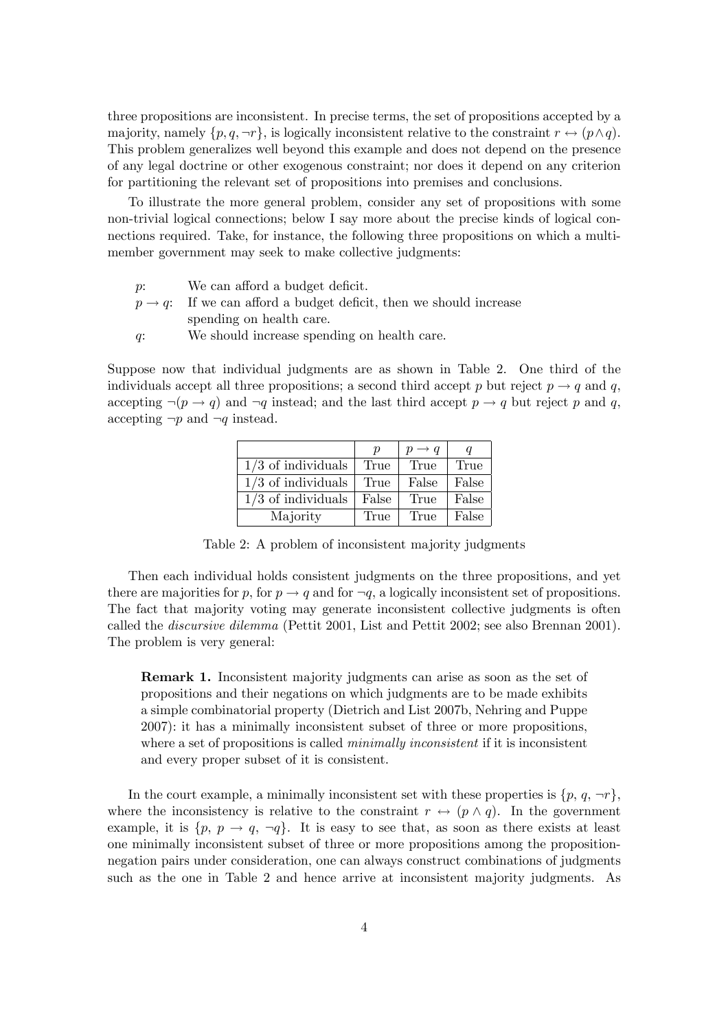three propositions are inconsistent. In precise terms, the set of propositions accepted by a majority, namely $\{p, q, \neg r\}$, is logically inconsistent relative to the constraint $r \leftrightarrow (p \wedge q)$. This problem generalizes well beyond this example and does not depend on the presence of any legal doctrine or other exogenous constraint; nor does it depend on any criterion for partitioning the relevant set of propositions into premises and conclusions.

To illustrate the more general problem, consider any set of propositions with some non-trivial logical connections; below I say more about the precise kinds of logical connections required. Take, for instance, the following three propositions on which a multi-member government may seek to make collective judgments:

- $p$: We can afford a budget deficit.
- $p \rightarrow q$: If we can afford a budget deficit, then we should increase spending on health care.
- $q$: We should increase spending on health care.

Suppose now that individual judgments are as shown in Table 2. One third of the individuals accept all three propositions; a second third accept $p$ but reject $p \rightarrow q$ and $q$, accepting $\neg(p \rightarrow q)$ and $\neg q$ instead; and the last third accept $p \rightarrow q$ but reject $p$ and $q$, accepting $\neg p$ and $\neg q$ instead.

| | $p$ | $p \rightarrow q$ | $q$ |
|---|---|---|---|
| 1/3 of individuals | True | True | True |
| 1/3 of individuals | True | False | False |
| 1/3 of individuals | False | True | False |
| Majority | True | True | False |

Table 2: A problem of inconsistent majority judgments

Then each individual holds consistent judgments on the three propositions, and yet there are majorities for $p$, for $p \rightarrow q$ and for $\neg q$, a logically inconsistent set of propositions. The fact that majority voting may generate inconsistent collective judgments is often called the *discursive dilemma* (Pettit 2001, List and Pettit 2002; see also Brennan 2001). The problem is very general:

> **Remark 1.** Inconsistent majority judgments can arise as soon as the set of propositions and their negations on which judgments are to be made exhibits a simple combinatorial property (Dietrich and List 2007b, Nehring and Puppe 2007): it has a minimally inconsistent subset of three or more propositions, where a set of propositions is called *minimally inconsistent* if it is inconsistent and every proper subset of it is consistent.

In the court example, a minimally inconsistent set with these properties is $\{p, q, \neg r\}$, where the inconsistency is relative to the constraint $r \leftrightarrow (p \wedge q)$. In the government example, it is $\{p, p \rightarrow q, \neg q\}$. It is easy to see that, as soon as there exists at least one minimally inconsistent subset of three or more propositions among the proposition-negation pairs under consideration, one can always construct combinations of judgments such as the one in Table 2 and hence arrive at inconsistent majority judgments. As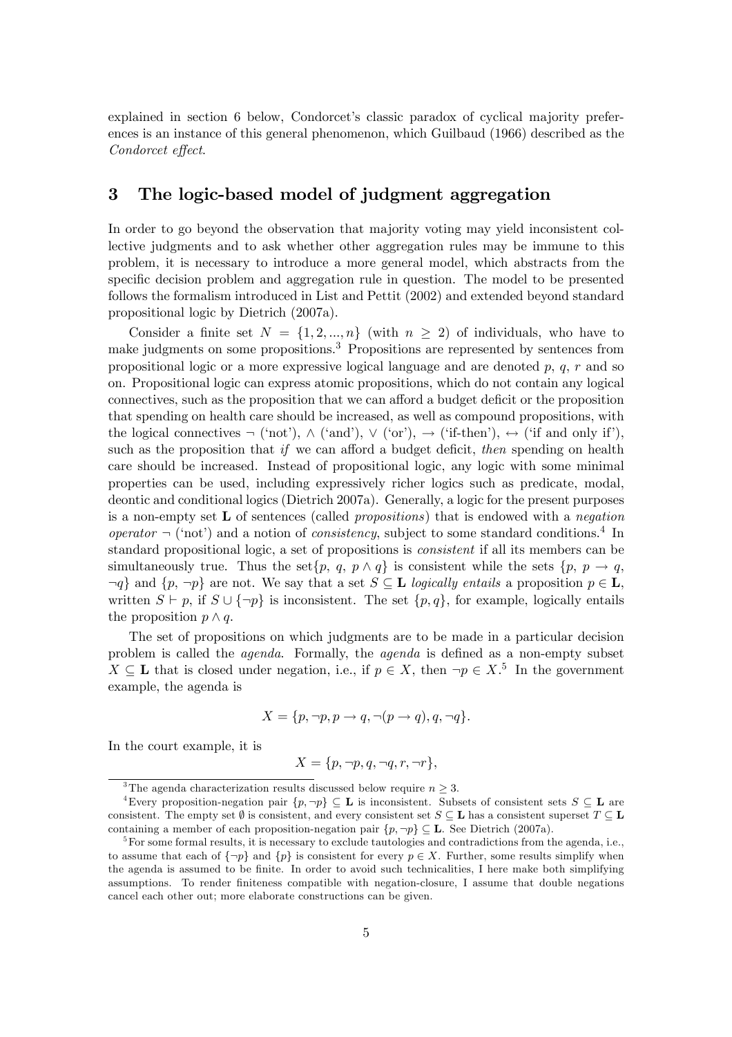explained in section 6 below, Condorcet's classic paradox of cyclical majority preferences is an instance of this general phenomenon, which Guilbaud (1966) described as the *Condorcet effect*.

## 3 The logic-based model of judgment aggregation

In order to go beyond the observation that majority voting may yield inconsistent collective judgments and to ask whether other aggregation rules may be immune to this problem, it is necessary to introduce a more general model, which abstracts from the specific decision problem and aggregation rule in question. The model to be presented follows the formalism introduced in List and Pettit (2002) and extended beyond standard propositional logic by Dietrich (2007a).

Consider a finite set $N = \{1, 2, ..., n\}$ (with $n \geq 2$) of individuals, who have to make judgments on some propositions.[3] Propositions are represented by sentences from propositional logic or a more expressive logical language and are denoted $p$, $q$, $r$ and so on. Propositional logic can express atomic propositions, which do not contain any logical connectives, such as the proposition that we can afford a budget deficit or the proposition that spending on health care should be increased, as well as compound propositions, with the logical connectives $\neg$ ('not'), $\wedge$ ('and'), $\vee$ ('or'), $\rightarrow$ ('if-then'), $\leftrightarrow$ ('if and only if'), such as the proposition that *if* we can afford a budget deficit, *then* spending on health care should be increased. Instead of propositional logic, any logic with some minimal properties can be used, including expressively richer logics such as predicate, modal, deontic and conditional logics (Dietrich 2007a). Generally, a logic for the present purposes is a non-empty set $\mathbf{L}$ of sentences (called *propositions*) that is endowed with a *negation operator* $\neg$ ('not') and a notion of *consistency*, subject to some standard conditions.[4] In standard propositional logic, a set of propositions is *consistent* if all its members can be simultaneously true. Thus the set$\{p,\ q,\ p \wedge q\}$ is consistent while the sets $\{p,\ p \rightarrow q, \neg q\}$ and $\{p, \neg p\}$ are not. We say that a set $S \subseteq \mathbf{L}$ *logically entails* a proposition $p \in \mathbf{L}$, written $S \vdash p$, if $S \cup \{\neg p\}$ is inconsistent. The set $\{p, q\}$, for example, logically entails the proposition $p \wedge q$.

The set of propositions on which judgments are to be made in a particular decision problem is called the *agenda*. Formally, the *agenda* is defined as a non-empty subset $X \subseteq \mathbf{L}$ that is closed under negation, i.e., if $p \in X$, then $\neg p \in X$.[5] In the government example, the agenda is

$$X = \{p, \neg p, p \rightarrow q, \neg(p \rightarrow q), q, \neg q\}.$$

In the court example, it is

$$X = \{p, \neg p, q, \neg q, r, \neg r\},$$

[3] The agenda characterization results discussed below require $n \geq 3$.

[4] Every proposition-negation pair $\{p, \neg p\} \subseteq \mathbf{L}$ is inconsistent. Subsets of consistent sets $S \subseteq \mathbf{L}$ are consistent. The empty set $\emptyset$ is consistent, and every consistent set $S \subseteq \mathbf{L}$ has a consistent superset $T \subseteq \mathbf{L}$ containing a member of each proposition-negation pair $\{p, \neg p\} \subseteq \mathbf{L}$. See Dietrich (2007a).

[5] For some formal results, it is necessary to exclude tautologies and contradictions from the agenda, i.e., to assume that each of $\{\neg p\}$ and $\{p\}$ is consistent for every $p \in X$. Further, some results simplify when the agenda is assumed to be finite. In order to avoid such technicalities, I here make both simplifying assumptions. To render finiteness compatible with negation-closure, I assume that double negations cancel each other out; more elaborate constructions can be given.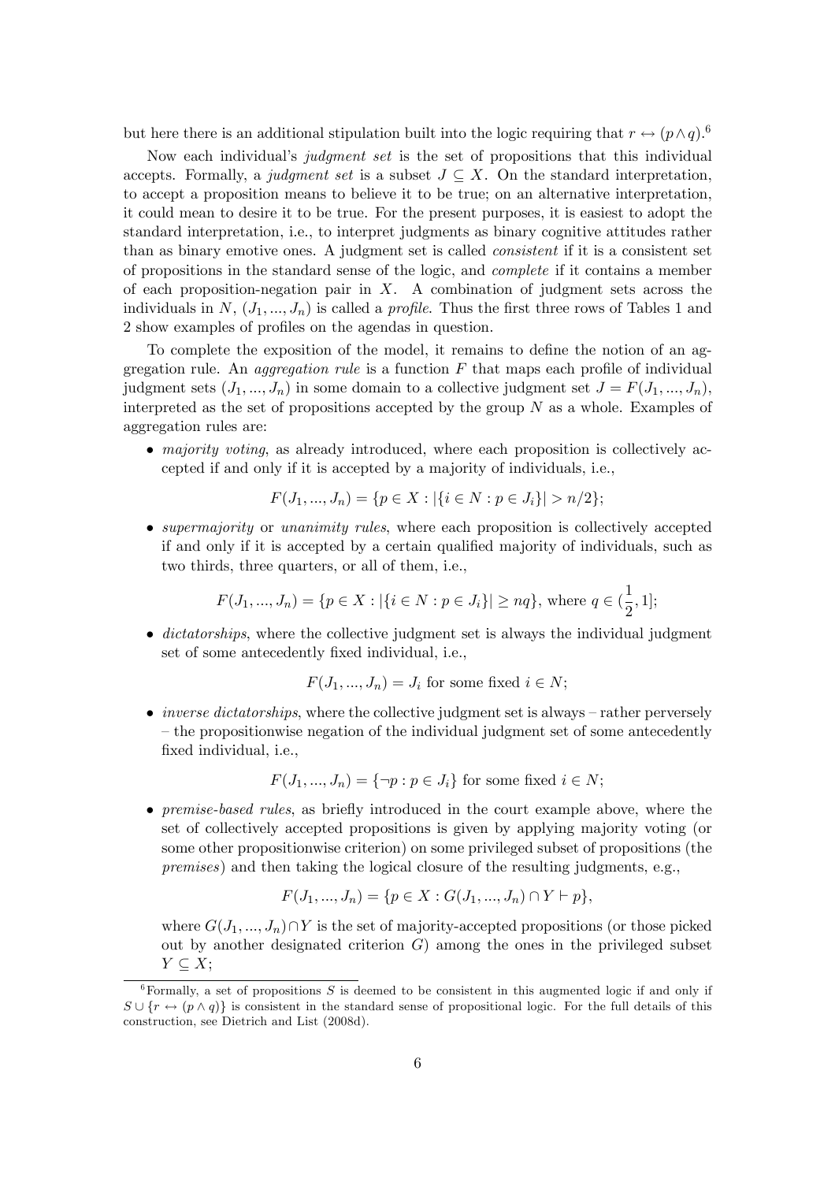but here there is an additional stipulation built into the logic requiring that $r \leftrightarrow (p \wedge q)$.[6]

Now each individual's *judgment set* is the set of propositions that this individual accepts. Formally, a *judgment set* is a subset $J \subseteq X$. On the standard interpretation, to accept a proposition means to believe it to be true; on an alternative interpretation, it could mean to desire it to be true. For the present purposes, it is easiest to adopt the standard interpretation, i.e., to interpret judgments as binary cognitive attitudes rather than as binary emotive ones. A judgment set is called *consistent* if it is a consistent set of propositions in the standard sense of the logic, and *complete* if it contains a member of each proposition-negation pair in $X$. A combination of judgment sets across the individuals in $N$, $(J_1, ..., J_n)$ is called a *profile*. Thus the first three rows of Tables 1 and 2 show examples of profiles on the agendas in question.

To complete the exposition of the model, it remains to define the notion of an aggregation rule. An *aggregation rule* is a function $F$ that maps each profile of individual judgment sets $(J_1, ..., J_n)$ in some domain to a collective judgment set $J = F(J_1, ..., J_n)$, interpreted as the set of propositions accepted by the group $N$ as a whole. Examples of aggregation rules are:

- *majority voting*, as already introduced, where each proposition is collectively accepted if and only if it is accepted by a majority of individuals, i.e.,

$$F(J_1, ..., J_n) = \{p \in X : |\{i \in N : p \in J_i\}| > n/2\};$$

- *supermajority* or *unanimity rules*, where each proposition is collectively accepted if and only if it is accepted by a certain qualified majority of individuals, such as two thirds, three quarters, or all of them, i.e.,

$$F(J_1, ..., J_n) = \{p \in X : |\{i \in N : p \in J_i\}| \geq nq\}, \text{ where } q \in (\frac{1}{2}, 1];$$

- *dictatorships*, where the collective judgment set is always the individual judgment set of some antecedently fixed individual, i.e.,

$$F(J_1, ..., J_n) = J_i \text{ for some fixed } i \in N;$$

- *inverse dictatorships*, where the collective judgment set is always – rather perversely – the propositionwise negation of the individual judgment set of some antecedently fixed individual, i.e.,

$$F(J_1, ..., J_n) = \{\neg p : p \in J_i\} \text{ for some fixed } i \in N;$$

- *premise-based rules*, as briefly introduced in the court example above, where the set of collectively accepted propositions is given by applying majority voting (or some other propositionwise criterion) on some privileged subset of propositions (the *premises*) and then taking the logical closure of the resulting judgments, e.g.,

$$F(J_1, ..., J_n) = \{p \in X : G(J_1, ..., J_n) \cap Y \vdash p\},$$

  where $G(J_1, ..., J_n) \cap Y$ is the set of majority-accepted propositions (or those picked out by another designated criterion $G$) among the ones in the privileged subset $Y \subseteq X$;

[6] Formally, a set of propositions $S$ is deemed to be consistent in this augmented logic if and only if $S \cup \{r \leftrightarrow (p \wedge q)\}$ is consistent in the standard sense of propositional logic. For the full details of this construction, see Dietrich and List (2008d).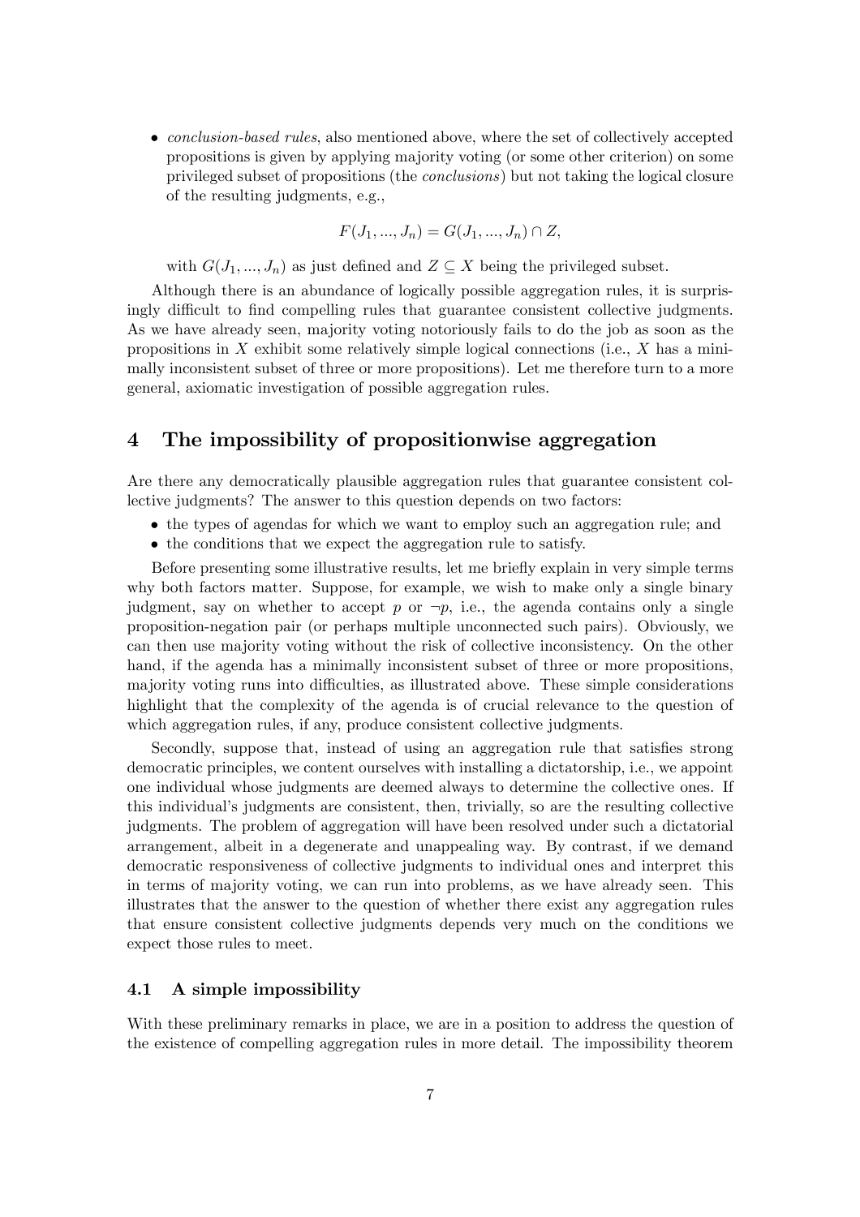- *conclusion-based rules*, also mentioned above, where the set of collectively accepted propositions is given by applying majority voting (or some other criterion) on some privileged subset of propositions (the *conclusions*) but not taking the logical closure of the resulting judgments, e.g.,

$$F(J_1, ..., J_n) = G(J_1, ..., J_n) \cap Z,$$

with $G(J_1, ..., J_n)$ as just defined and $Z \subseteq X$ being the privileged subset.

Although there is an abundance of logically possible aggregation rules, it is surprisingly difficult to find compelling rules that guarantee consistent collective judgments. As we have already seen, majority voting notoriously fails to do the job as soon as the propositions in $X$ exhibit some relatively simple logical connections (i.e., $X$ has a minimally inconsistent subset of three or more propositions). Let me therefore turn to a more general, axiomatic investigation of possible aggregation rules.

## 4 The impossibility of propositionwise aggregation

Are there any democratically plausible aggregation rules that guarantee consistent collective judgments? The answer to this question depends on two factors:

- the types of agendas for which we want to employ such an aggregation rule; and
- the conditions that we expect the aggregation rule to satisfy.

Before presenting some illustrative results, let me briefly explain in very simple terms why both factors matter. Suppose, for example, we wish to make only a single binary judgment, say on whether to accept $p$ or $\neg p$, i.e., the agenda contains only a single proposition-negation pair (or perhaps multiple unconnected such pairs). Obviously, we can then use majority voting without the risk of collective inconsistency. On the other hand, if the agenda has a minimally inconsistent subset of three or more propositions, majority voting runs into difficulties, as illustrated above. These simple considerations highlight that the complexity of the agenda is of crucial relevance to the question of which aggregation rules, if any, produce consistent collective judgments.

Secondly, suppose that, instead of using an aggregation rule that satisfies strong democratic principles, we content ourselves with installing a dictatorship, i.e., we appoint one individual whose judgments are deemed always to determine the collective ones. If this individual's judgments are consistent, then, trivially, so are the resulting collective judgments. The problem of aggregation will have been resolved under such a dictatorial arrangement, albeit in a degenerate and unappealing way. By contrast, if we demand democratic responsiveness of collective judgments to individual ones and interpret this in terms of majority voting, we can run into problems, as we have already seen. This illustrates that the answer to the question of whether there exist any aggregation rules that ensure consistent collective judgments depends very much on the conditions we expect those rules to meet.

### 4.1 A simple impossibility

With these preliminary remarks in place, we are in a position to address the question of the existence of compelling aggregation rules in more detail. The impossibility theorem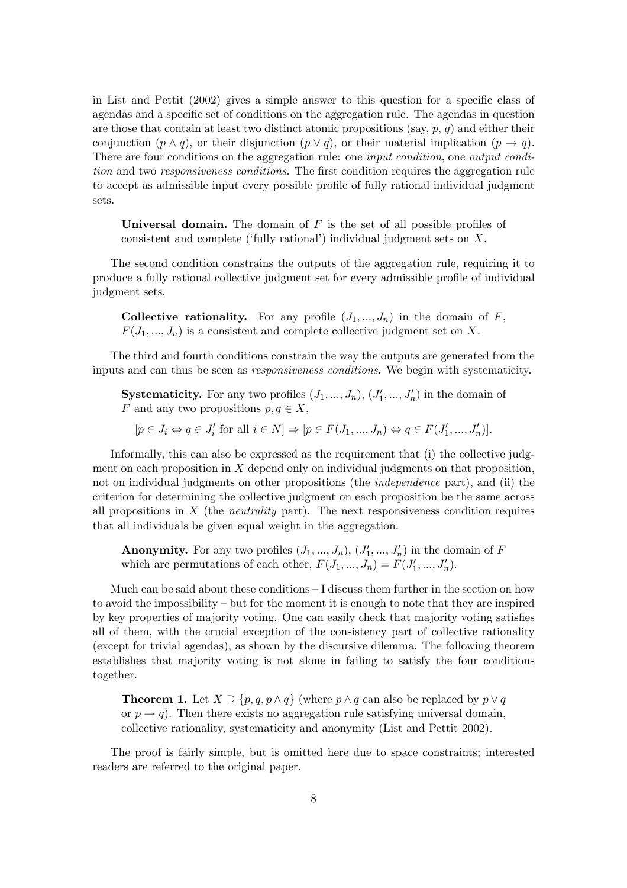in List and Pettit (2002) gives a simple answer to this question for a specific class of agendas and a specific set of conditions on the aggregation rule. The agendas in question are those that contain at least two distinct atomic propositions (say, $p$, $q$) and either their conjunction ($p \wedge q$), or their disjunction ($p \vee q$), or their material implication ($p \rightarrow q$). There are four conditions on the aggregation rule: one *input condition*, one *output condition* and two *responsiveness conditions*. The first condition requires the aggregation rule to accept as admissible input every possible profile of fully rational individual judgment sets.

> **Universal domain.** The domain of $F$ is the set of all possible profiles of consistent and complete ('fully rational') individual judgment sets on $X$.

The second condition constrains the outputs of the aggregation rule, requiring it to produce a fully rational collective judgment set for every admissible profile of individual judgment sets.

> **Collective rationality.** For any profile $(J_1, ..., J_n)$ in the domain of $F$, $F(J_1, ..., J_n)$ is a consistent and complete collective judgment set on $X$.

The third and fourth conditions constrain the way the outputs are generated from the inputs and can thus be seen as *responsiveness conditions*. We begin with systematicity.

> **Systematicity.** For any two profiles $(J_1, ..., J_n)$, $(J'_1, ..., J'_n)$ in the domain of $F$ and any two propositions $p, q \in X$,
>
> $[p \in J_i \Leftrightarrow q \in J'_i \text{ for all } i \in N] \Rightarrow [p \in F(J_1, ..., J_n) \Leftrightarrow q \in F(J'_1, ..., J'_n)].$

Informally, this can also be expressed as the requirement that (i) the collective judgment on each proposition in $X$ depend only on individual judgments on that proposition, not on individual judgments on other propositions (the *independence* part), and (ii) the criterion for determining the collective judgment on each proposition be the same across all propositions in $X$ (the *neutrality* part). The next responsiveness condition requires that all individuals be given equal weight in the aggregation.

> **Anonymity.** For any two profiles $(J_1, ..., J_n)$, $(J'_1, ..., J'_n)$ in the domain of $F$ which are permutations of each other, $F(J_1, ..., J_n) = F(J'_1, ..., J'_n)$.

Much can be said about these conditions – I discuss them further in the section on how to avoid the impossibility – but for the moment it is enough to note that they are inspired by key properties of majority voting. One can easily check that majority voting satisfies all of them, with the crucial exception of the consistency part of collective rationality (except for trivial agendas), as shown by the discursive dilemma. The following theorem establishes that majority voting is not alone in failing to satisfy the four conditions together.

> **Theorem 1.** Let $X \supseteq \{p, q, p \wedge q\}$ (where $p \wedge q$ can also be replaced by $p \vee q$ or $p \rightarrow q$). Then there exists no aggregation rule satisfying universal domain, collective rationality, systematicity and anonymity (List and Pettit 2002).

The proof is fairly simple, but is omitted here due to space constraints; interested readers are referred to the original paper.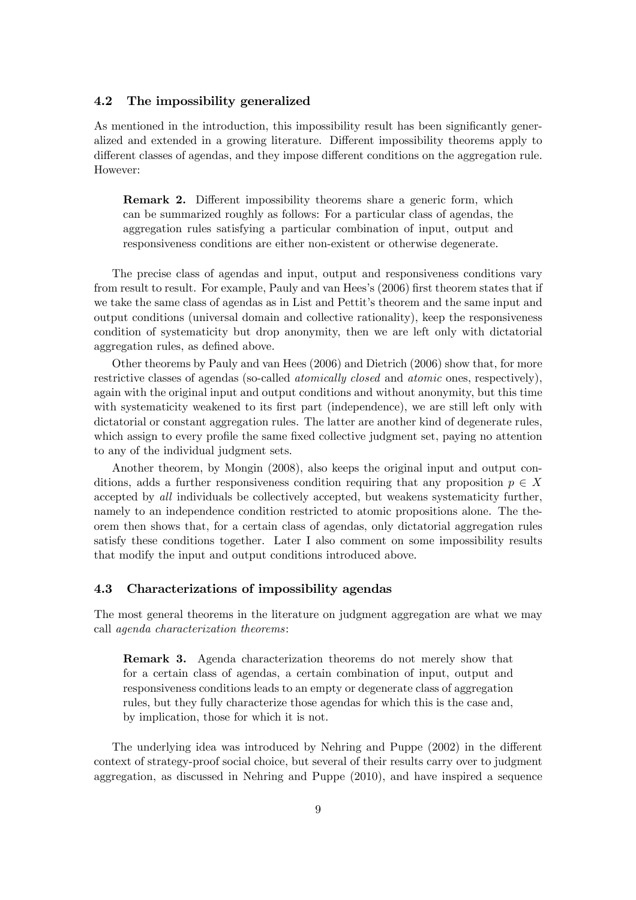### 4.2 The impossibility generalized

As mentioned in the introduction, this impossibility result has been significantly generalized and extended in a growing literature. Different impossibility theorems apply to different classes of agendas, and they impose different conditions on the aggregation rule. However:

> **Remark 2.** Different impossibility theorems share a generic form, which can be summarized roughly as follows: For a particular class of agendas, the aggregation rules satisfying a particular combination of input, output and responsiveness conditions are either non-existent or otherwise degenerate.

The precise class of agendas and input, output and responsiveness conditions vary from result to result. For example, Pauly and van Hees's (2006) first theorem states that if we take the same class of agendas as in List and Pettit's theorem and the same input and output conditions (universal domain and collective rationality), keep the responsiveness condition of systematicity but drop anonymity, then we are left only with dictatorial aggregation rules, as defined above.

Other theorems by Pauly and van Hees (2006) and Dietrich (2006) show that, for more restrictive classes of agendas (so-called *atomically closed* and *atomic* ones, respectively), again with the original input and output conditions and without anonymity, but this time with systematicity weakened to its first part (independence), we are still left only with dictatorial or constant aggregation rules. The latter are another kind of degenerate rules, which assign to every profile the same fixed collective judgment set, paying no attention to any of the individual judgment sets.

Another theorem, by Mongin (2008), also keeps the original input and output conditions, adds a further responsiveness condition requiring that any proposition $p \in X$ accepted by *all* individuals be collectively accepted, but weakens systematicity further, namely to an independence condition restricted to atomic propositions alone. The theorem then shows that, for a certain class of agendas, only dictatorial aggregation rules satisfy these conditions together. Later I also comment on some impossibility results that modify the input and output conditions introduced above.

### 4.3 Characterizations of impossibility agendas

The most general theorems in the literature on judgment aggregation are what we may call *agenda characterization theorems*:

> **Remark 3.** Agenda characterization theorems do not merely show that for a certain class of agendas, a certain combination of input, output and responsiveness conditions leads to an empty or degenerate class of aggregation rules, but they fully characterize those agendas for which this is the case and, by implication, those for which it is not.

The underlying idea was introduced by Nehring and Puppe (2002) in the different context of strategy-proof social choice, but several of their results carry over to judgment aggregation, as discussed in Nehring and Puppe (2010), and have inspired a sequence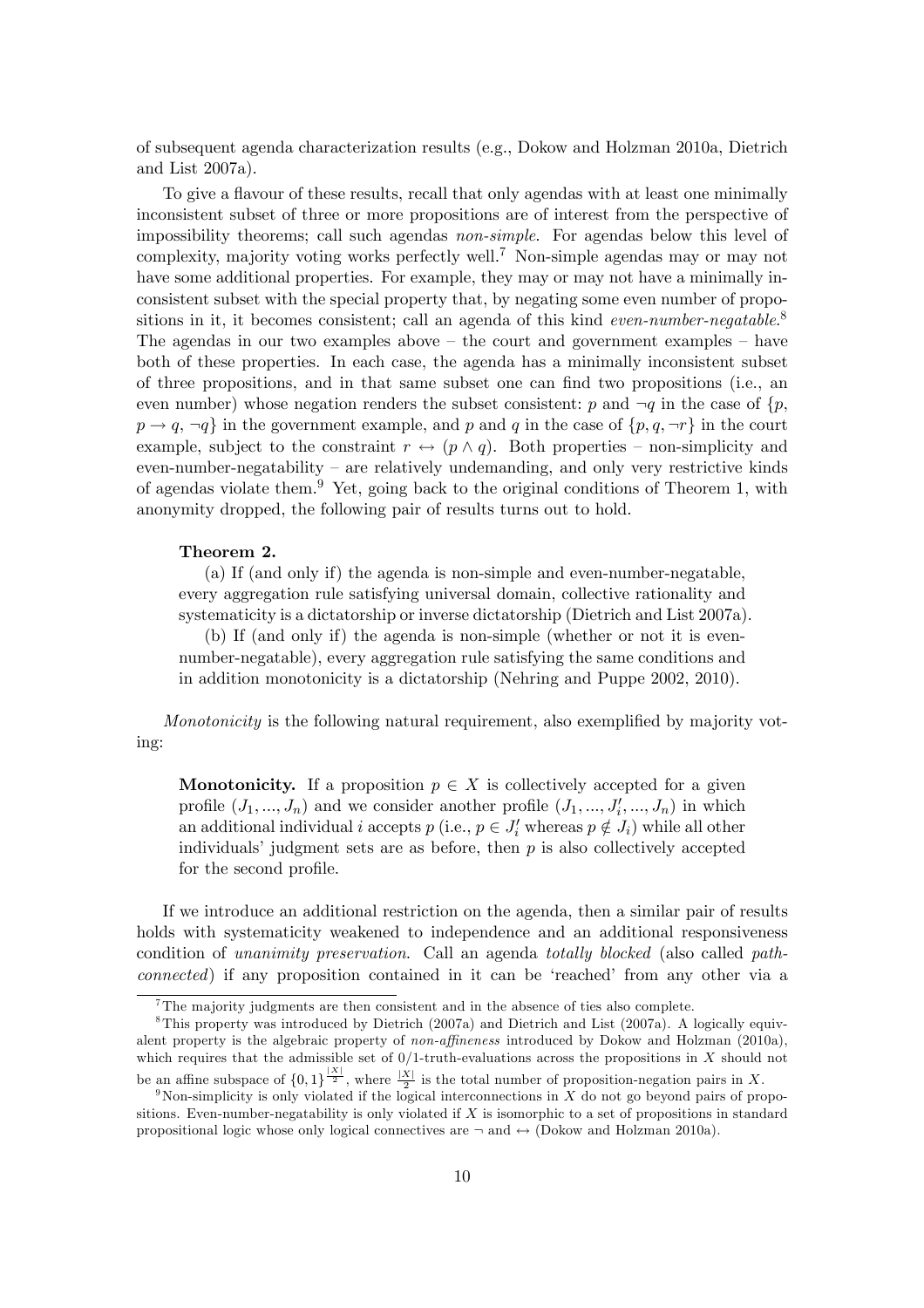of subsequent agenda characterization results (e.g., Dokow and Holzman 2010a, Dietrich and List 2007a).

To give a flavour of these results, recall that only agendas with at least one minimally inconsistent subset of three or more propositions are of interest from the perspective of impossibility theorems; call such agendas *non-simple*. For agendas below this level of complexity, majority voting works perfectly well.[7] Non-simple agendas may or may not have some additional properties. For example, they may or may not have a minimally inconsistent subset with the special property that, by negating some even number of propositions in it, it becomes consistent; call an agenda of this kind *even-number-negatable*.[8] The agendas in our two examples above – the court and government examples – have both of these properties. In each case, the agenda has a minimally inconsistent subset of three propositions, and in that same subset one can find two propositions (i.e., an even number) whose negation renders the subset consistent: $p$ and $\neg q$ in the case of $\{p, p \rightarrow q, \neg q\}$ in the government example, and $p$ and $q$ in the case of $\{p, q, \neg r\}$ in the court example, subject to the constraint $r \leftrightarrow (p \wedge q)$. Both properties – non-simplicity and even-number-negatability – are relatively undemanding, and only very restrictive kinds of agendas violate them.[9] Yet, going back to the original conditions of Theorem 1, with anonymity dropped, the following pair of results turns out to hold.

> **Theorem 2.**
>
> (a) If (and only if) the agenda is non-simple and even-number-negatable, every aggregation rule satisfying universal domain, collective rationality and systematicity is a dictatorship or inverse dictatorship (Dietrich and List 2007a).
>
> (b) If (and only if) the agenda is non-simple (whether or not it is even-number-negatable), every aggregation rule satisfying the same conditions and in addition monotonicity is a dictatorship (Nehring and Puppe 2002, 2010).

*Monotonicity* is the following natural requirement, also exemplified by majority voting:

> **Monotonicity.** If a proposition $p \in X$ is collectively accepted for a given profile $(J_1, ..., J_n)$ and we consider another profile $(J_1, ..., J_i', ..., J_n)$ in which an additional individual $i$ accepts $p$ (i.e., $p \in J_i'$ whereas $p \notin J_i$) while all other individuals' judgment sets are as before, then $p$ is also collectively accepted for the second profile.

If we introduce an additional restriction on the agenda, then a similar pair of results holds with systematicity weakened to independence and an additional responsiveness condition of *unanimity preservation*. Call an agenda *totally blocked* (also called *path-connected*) if any proposition contained in it can be 'reached' from any other via a

[7] The majority judgments are then consistent and in the absence of ties also complete.

[8] This property was introduced by Dietrich (2007a) and Dietrich and List (2007a). A logically equivalent property is the algebraic property of *non-affineness* introduced by Dokow and Holzman (2010a), which requires that the admissible set of 0/1-truth-evaluations across the propositions in $X$ should not be an affine subspace of $\{0,1\}^{\frac{|X|}{2}}$, where $\frac{|X|}{2}$ is the total number of proposition-negation pairs in $X$.

[9] Non-simplicity is only violated if the logical interconnections in $X$ do not go beyond pairs of propositions. Even-number-negatability is only violated if $X$ is isomorphic to a set of propositions in standard propositional logic whose only logical connectives are $\neg$ and $\leftrightarrow$ (Dokow and Holzman 2010a).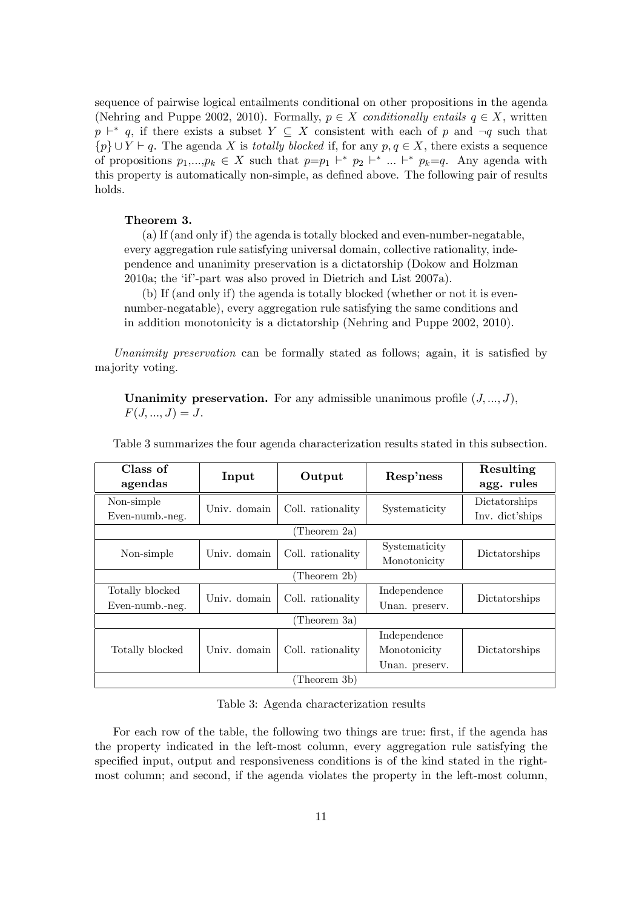sequence of pairwise logical entailments conditional on other propositions in the agenda (Nehring and Puppe 2002, 2010). Formally, $p \in X$ *conditionally entails* $q \in X$, written $p \vdash^* q$, if there exists a subset $Y \subseteq X$ consistent with each of $p$ and $\neg q$ such that $\{p\} \cup Y \vdash q$. The agenda $X$ is *totally blocked* if, for any $p, q \in X$, there exists a sequence of propositions $p_1,...,p_k \in X$ such that $p$=$p_1 \vdash^* p_2 \vdash^* ... \vdash^* p_k$=$q$. Any agenda with this property is automatically non-simple, as defined above. The following pair of results holds.

**Theorem 3.**

(a) If (and only if) the agenda is totally blocked and even-number-negatable, every aggregation rule satisfying universal domain, collective rationality, independence and unanimity preservation is a dictatorship (Dokow and Holzman 2010a; the 'if'-part was also proved in Dietrich and List 2007a).

(b) If (and only if) the agenda is totally blocked (whether or not it is even-number-negatable), every aggregation rule satisfying the same conditions and in addition monotonicity is a dictatorship (Nehring and Puppe 2002, 2010).

*Unanimity preservation* can be formally stated as follows; again, it is satisfied by majority voting.

**Unanimity preservation.** For any admissible unanimous profile $(J, ..., J)$, $F(J, ..., J) = J$.

Table 3 summarizes the four agenda characterization results stated in this subsection.

| Class of agendas | Input | Output | Resp'ness | Resulting agg. rules |
|---|---|---|---|---|
| Non-simple<br>Even-numb.-neg. | Univ. domain | Coll. rationality | Systematicity | Dictatorships<br>Inv. dict'ships |
| (Theorem 2a) | | | | |
| Non-simple | Univ. domain | Coll. rationality | Systematicity<br>Monotonicity | Dictatorships |
| (Theorem 2b) | | | | |
| Totally blocked<br>Even-numb.-neg. | Univ. domain | Coll. rationality | Independence<br>Unan. preserv. | Dictatorships |
| (Theorem 3a) | | | | |
| Totally blocked | Univ. domain | Coll. rationality | Independence<br>Monotonicity<br>Unan. preserv. | Dictatorships |
| (Theorem 3b) | | | | |

Table 3: Agenda characterization results

For each row of the table, the following two things are true: first, if the agenda has the property indicated in the left-most column, every aggregation rule satisfying the specified input, output and responsiveness conditions is of the kind stated in the right-most column; and second, if the agenda violates the property in the left-most column,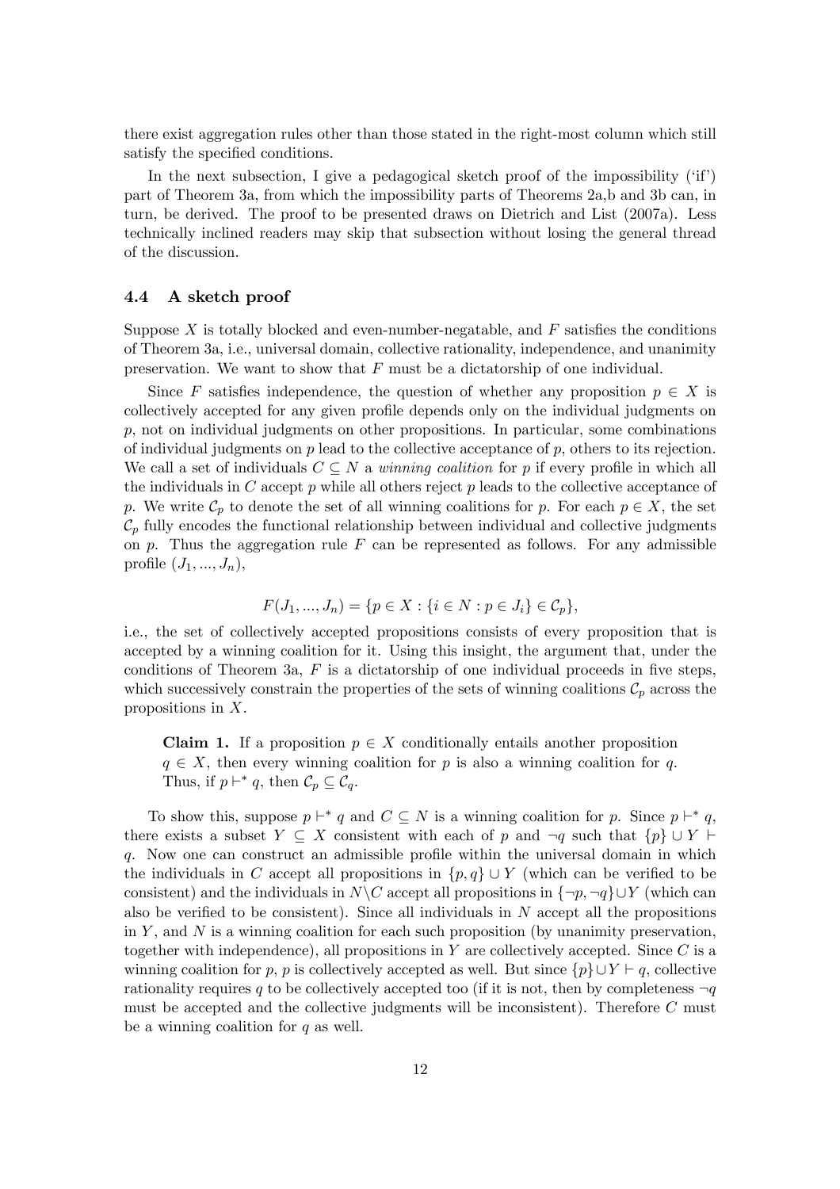there exist aggregation rules other than those stated in the right-most column which still satisfy the specified conditions.

In the next subsection, I give a pedagogical sketch proof of the impossibility ('if') part of Theorem 3a, from which the impossibility parts of Theorems 2a,b and 3b can, in turn, be derived. The proof to be presented draws on Dietrich and List (2007a). Less technically inclined readers may skip that subsection without losing the general thread of the discussion.

### 4.4 A sketch proof

Suppose $X$ is totally blocked and even-number-negatable, and $F$ satisfies the conditions of Theorem 3a, i.e., universal domain, collective rationality, independence, and unanimity preservation. We want to show that $F$ must be a dictatorship of one individual.

Since $F$ satisfies independence, the question of whether any proposition $p \in X$ is collectively accepted for any given profile depends only on the individual judgments on $p$, not on individual judgments on other propositions. In particular, some combinations of individual judgments on $p$ lead to the collective acceptance of $p$, others to its rejection. We call a set of individuals $C \subseteq N$ a *winning coalition* for $p$ if every profile in which all the individuals in $C$ accept $p$ while all others reject $p$ leads to the collective acceptance of $p$. We write $\mathcal{C}_p$ to denote the set of all winning coalitions for $p$. For each $p \in X$, the set $\mathcal{C}_p$ fully encodes the functional relationship between individual and collective judgments on $p$. Thus the aggregation rule $F$ can be represented as follows. For any admissible profile $(J_1, ..., J_n)$,

$$F(J_1, ..., J_n) = \{p \in X : \{i \in N : p \in J_i\} \in \mathcal{C}_p\},$$

i.e., the set of collectively accepted propositions consists of every proposition that is accepted by a winning coalition for it. Using this insight, the argument that, under the conditions of Theorem 3a, $F$ is a dictatorship of one individual proceeds in five steps, which successively constrain the properties of the sets of winning coalitions $\mathcal{C}_p$ across the propositions in $X$.

> **Claim 1.** If a proposition $p \in X$ conditionally entails another proposition $q \in X$, then every winning coalition for $p$ is also a winning coalition for $q$. Thus, if $p \vdash^* q$, then $\mathcal{C}_p \subseteq \mathcal{C}_q$.

To show this, suppose $p \vdash^* q$ and $C \subseteq N$ is a winning coalition for $p$. Since $p \vdash^* q$, there exists a subset $Y \subseteq X$ consistent with each of $p$ and $\neg q$ such that $\{p\} \cup Y \vdash q$. Now one can construct an admissible profile within the universal domain in which the individuals in $C$ accept all propositions in $\{p, q\} \cup Y$ (which can be verified to be consistent) and the individuals in $N \backslash C$ accept all propositions in $\{\neg p, \neg q\} \cup Y$ (which can also be verified to be consistent). Since all individuals in $N$ accept all the propositions in $Y$, and $N$ is a winning coalition for each such proposition (by unanimity preservation, together with independence), all propositions in $Y$ are collectively accepted. Since $C$ is a winning coalition for $p$, $p$ is collectively accepted as well. But since $\{p\} \cup Y \vdash q$, collective rationality requires $q$ to be collectively accepted too (if it is not, then by completeness $\neg q$ must be accepted and the collective judgments will be inconsistent). Therefore $C$ must be a winning coalition for $q$ as well.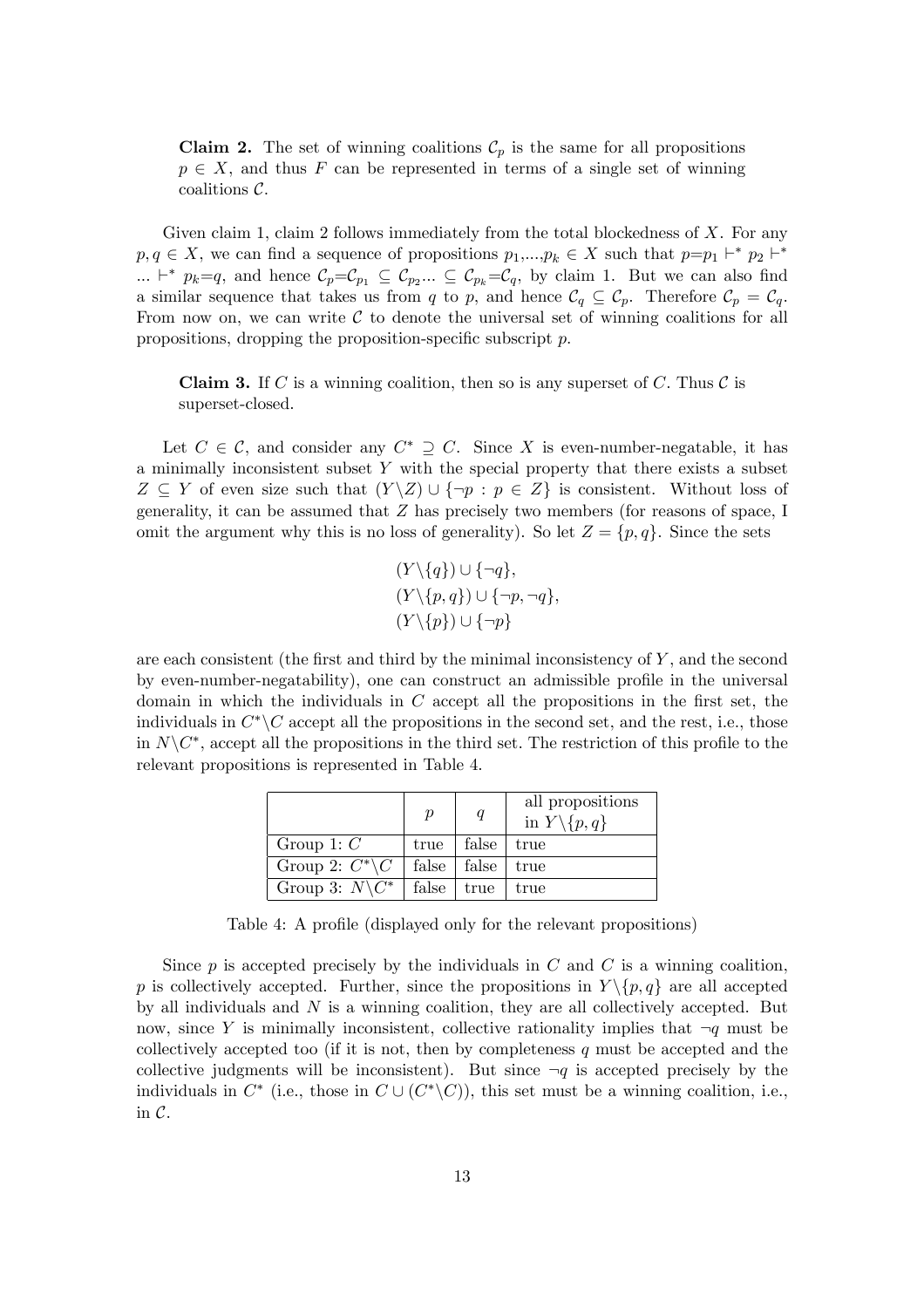**Claim 2.** The set of winning coalitions $\mathcal{C}_p$ is the same for all propositions $p \in X$, and thus $F$ can be represented in terms of a single set of winning coalitions $\mathcal{C}$.

Given claim 1, claim 2 follows immediately from the total blockedness of $X$. For any $p, q \in X$, we can find a sequence of propositions $p_1, ..., p_k \in X$ such that $p$=$p_1 \vdash^* p_2 \vdash^* ... \vdash^* p_k$=$q$, and hence $\mathcal{C}_p$=$\mathcal{C}_{p_1} \subseteq \mathcal{C}_{p_2} ... \subseteq \mathcal{C}_{p_k}$=$\mathcal{C}_q$, by claim 1. But we can also find a similar sequence that takes us from $q$ to $p$, and hence $\mathcal{C}_q \subseteq \mathcal{C}_p$. Therefore $\mathcal{C}_p = \mathcal{C}_q$. From now on, we can write $\mathcal{C}$ to denote the universal set of winning coalitions for all propositions, dropping the proposition-specific subscript $p$.

**Claim 3.** If $C$ is a winning coalition, then so is any superset of $C$. Thus $\mathcal{C}$ is superset-closed.

Let $C \in \mathcal{C}$, and consider any $C^* \supseteq C$. Since $X$ is even-number-negatable, it has a minimally inconsistent subset $Y$ with the special property that there exists a subset $Z \subseteq Y$ of even size such that $(Y \backslash Z) \cup \{\neg p : p \in Z\}$ is consistent. Without loss of generality, it can be assumed that $Z$ has precisely two members (for reasons of space, I omit the argument why this is no loss of generality). So let $Z = \{p, q\}$. Since the sets

$$(Y \backslash \{q\}) \cup \{\neg q\},$$
$$(Y \backslash \{p, q\}) \cup \{\neg p, \neg q\},$$
$$(Y \backslash \{p\}) \cup \{\neg p\}$$

are each consistent (the first and third by the minimal inconsistency of $Y$, and the second by even-number-negatability), one can construct an admissible profile in the universal domain in which the individuals in $C$ accept all the propositions in the first set, the individuals in $C^* \backslash C$ accept all the propositions in the second set, and the rest, i.e., those in $N \backslash C^*$, accept all the propositions in the third set. The restriction of this profile to the relevant propositions is represented in Table 4.

| | $p$ | $q$ | all propositions in $Y \backslash \{p, q\}$ |
|---|---|---|---|
| Group 1: $C$ | true | false | true |
| Group 2: $C^* \backslash C$ | false | false | true |
| Group 3: $N \backslash C^*$ | false | true | true |

Table 4: A profile (displayed only for the relevant propositions)

Since $p$ is accepted precisely by the individuals in $C$ and $C$ is a winning coalition, $p$ is collectively accepted. Further, since the propositions in $Y \backslash \{p, q\}$ are all accepted by all individuals and $N$ is a winning coalition, they are all collectively accepted. But now, since $Y$ is minimally inconsistent, collective rationality implies that $\neg q$ must be collectively accepted too (if it is not, then by completeness $q$ must be accepted and the collective judgments will be inconsistent). But since $\neg q$ is accepted precisely by the individuals in $C^*$ (i.e., those in $C \cup (C^* \backslash C)$), this set must be a winning coalition, i.e., in $\mathcal{C}$.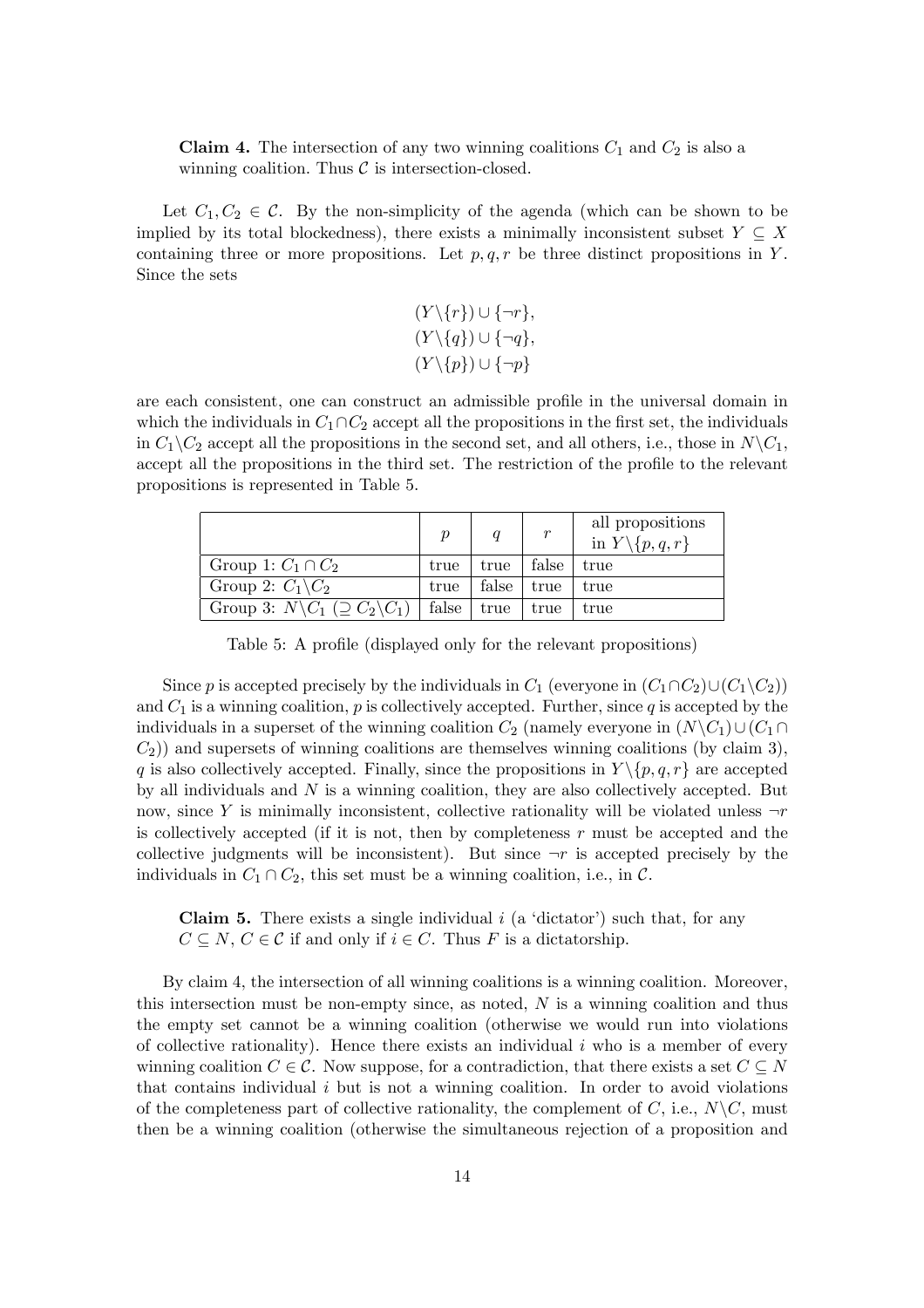**Claim 4.** The intersection of any two winning coalitions $C_1$ and $C_2$ is also a winning coalition. Thus $\mathcal{C}$ is intersection-closed.

Let $C_1, C_2 \in \mathcal{C}$. By the non-simplicity of the agenda (which can be shown to be implied by its total blockedness), there exists a minimally inconsistent subset $Y \subseteq X$ containing three or more propositions. Let $p, q, r$ be three distinct propositions in $Y$. Since the sets

$$(Y \backslash \{r\}) \cup \{\neg r\},$$
$$(Y \backslash \{q\}) \cup \{\neg q\},$$
$$(Y \backslash \{p\}) \cup \{\neg p\}$$

are each consistent, one can construct an admissible profile in the universal domain in which the individuals in $C_1 \cap C_2$ accept all the propositions in the first set, the individuals in $C_1 \backslash C_2$ accept all the propositions in the second set, and all others, i.e., those in $N \backslash C_1$, accept all the propositions in the third set. The restriction of the profile to the relevant propositions is represented in Table 5.

| | $p$ | $q$ | $r$ | all propositions in $Y \backslash \{p, q, r\}$ |
|---|---|---|---|---|
| Group 1: $C_1 \cap C_2$ | true | true | false | true |
| Group 2: $C_1 \backslash C_2$ | true | false | true | true |
| Group 3: $N \backslash C_1$ ($\supseteq C_2 \backslash C_1$) | false | true | true | true |

Table 5: A profile (displayed only for the relevant propositions)

Since $p$ is accepted precisely by the individuals in $C_1$ (everyone in $(C_1 \cap C_2) \cup (C_1 \backslash C_2)$) and $C_1$ is a winning coalition, $p$ is collectively accepted. Further, since $q$ is accepted by the individuals in a superset of the winning coalition $C_2$ (namely everyone in $(N \backslash C_1) \cup (C_1 \cap C_2)$) and supersets of winning coalitions are themselves winning coalitions (by claim 3), $q$ is also collectively accepted. Finally, since the propositions in $Y \backslash \{p, q, r\}$ are accepted by all individuals and $N$ is a winning coalition, they are also collectively accepted. But now, since $Y$ is minimally inconsistent, collective rationality will be violated unless $\neg r$ is collectively accepted (if it is not, then by completeness $r$ must be accepted and the collective judgments will be inconsistent). But since $\neg r$ is accepted precisely by the individuals in $C_1 \cap C_2$, this set must be a winning coalition, i.e., in $\mathcal{C}$.

**Claim 5.** There exists a single individual $i$ (a 'dictator') such that, for any $C \subseteq N$, $C \in \mathcal{C}$ if and only if $i \in C$. Thus $F$ is a dictatorship.

By claim 4, the intersection of all winning coalitions is a winning coalition. Moreover, this intersection must be non-empty since, as noted, $N$ is a winning coalition and thus the empty set cannot be a winning coalition (otherwise we would run into violations of collective rationality). Hence there exists an individual $i$ who is a member of every winning coalition $C \in \mathcal{C}$. Now suppose, for a contradiction, that there exists a set $C \subseteq N$ that contains individual $i$ but is not a winning coalition. In order to avoid violations of the completeness part of collective rationality, the complement of $C$, i.e., $N \backslash C$, must then be a winning coalition (otherwise the simultaneous rejection of a proposition and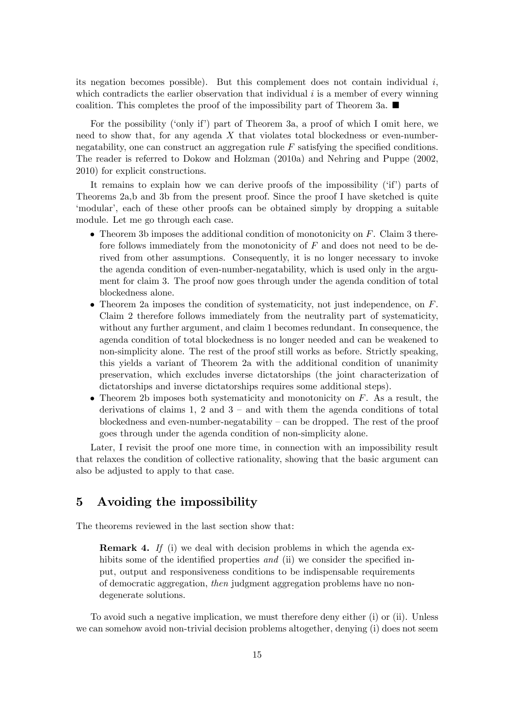its negation becomes possible). But this complement does not contain individual $i$, which contradicts the earlier observation that individual $i$ is a member of every winning coalition. This completes the proof of the impossibility part of Theorem 3a. ■

For the possibility ('only if') part of Theorem 3a, a proof of which I omit here, we need to show that, for any agenda $X$ that violates total blockedness or even-number-negatability, one can construct an aggregation rule $F$ satisfying the specified conditions. The reader is referred to Dokow and Holzman (2010a) and Nehring and Puppe (2002, 2010) for explicit constructions.

It remains to explain how we can derive proofs of the impossibility ('if') parts of Theorems 2a,b and 3b from the present proof. Since the proof I have sketched is quite 'modular', each of these other proofs can be obtained simply by dropping a suitable module. Let me go through each case.

- Theorem 3b imposes the additional condition of monotonicity on $F$. Claim 3 therefore follows immediately from the monotonicity of $F$ and does not need to be derived from other assumptions. Consequently, it is no longer necessary to invoke the agenda condition of even-number-negatability, which is used only in the argument for claim 3. The proof now goes through under the agenda condition of total blockedness alone.
- Theorem 2a imposes the condition of systematicity, not just independence, on $F$. Claim 2 therefore follows immediately from the neutrality part of systematicity, without any further argument, and claim 1 becomes redundant. In consequence, the agenda condition of total blockedness is no longer needed and can be weakened to non-simplicity alone. The rest of the proof still works as before. Strictly speaking, this yields a variant of Theorem 2a with the additional condition of unanimity preservation, which excludes inverse dictatorships (the joint characterization of dictatorships and inverse dictatorships requires some additional steps).
- Theorem 2b imposes both systematicity and monotonicity on $F$. As a result, the derivations of claims 1, 2 and 3 – and with them the agenda conditions of total blockedness and even-number-negatability – can be dropped. The rest of the proof goes through under the agenda condition of non-simplicity alone.

Later, I revisit the proof one more time, in connection with an impossibility result that relaxes the condition of collective rationality, showing that the basic argument can also be adjusted to apply to that case.

# 5 Avoiding the impossibility

The theorems reviewed in the last section show that:

> **Remark 4.** *If* (i) we deal with decision problems in which the agenda exhibits some of the identified properties *and* (ii) we consider the specified input, output and responsiveness conditions to be indispensable requirements of democratic aggregation, *then* judgment aggregation problems have no non-degenerate solutions.

To avoid such a negative implication, we must therefore deny either (i) or (ii). Unless we can somehow avoid non-trivial decision problems altogether, denying (i) does not seem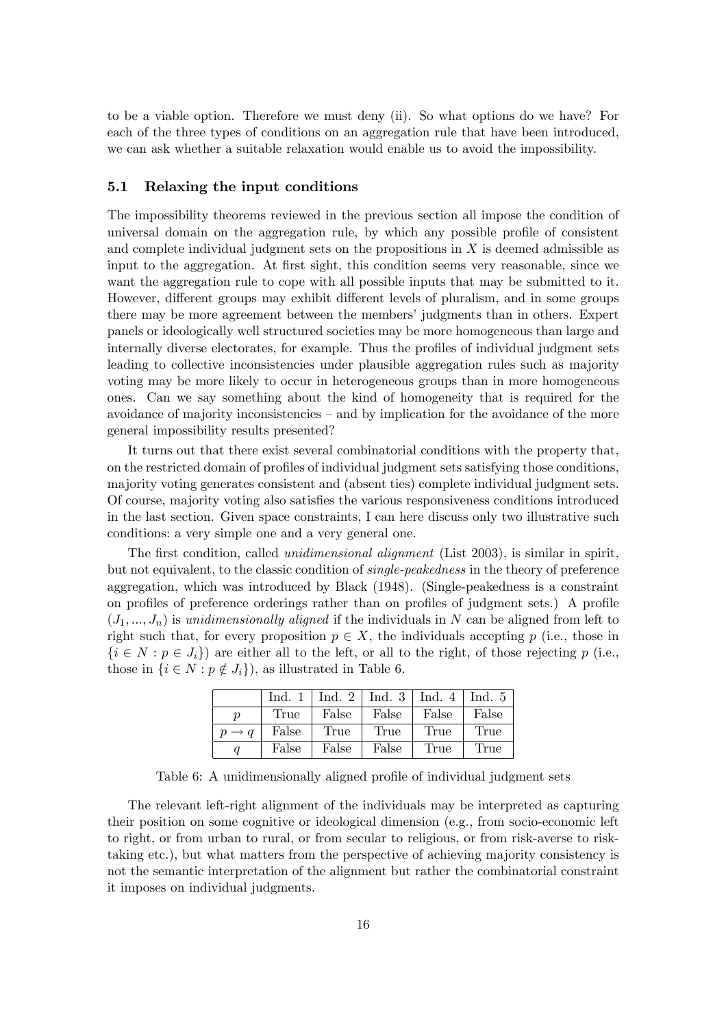to be a viable option. Therefore we must deny (ii). So what options do we have? For each of the three types of conditions on an aggregation rule that have been introduced, we can ask whether a suitable relaxation would enable us to avoid the impossibility.

### 5.1 Relaxing the input conditions

The impossibility theorems reviewed in the previous section all impose the condition of universal domain on the aggregation rule, by which any possible profile of consistent and complete individual judgment sets on the propositions in $X$ is deemed admissible as input to the aggregation. At first sight, this condition seems very reasonable, since we want the aggregation rule to cope with all possible inputs that may be submitted to it. However, different groups may exhibit different levels of pluralism, and in some groups there may be more agreement between the members' judgments than in others. Expert panels or ideologically well structured societies may be more homogeneous than large and internally diverse electorates, for example. Thus the profiles of individual judgment sets leading to collective inconsistencies under plausible aggregation rules such as majority voting may be more likely to occur in heterogeneous groups than in more homogeneous ones. Can we say something about the kind of homogeneity that is required for the avoidance of majority inconsistencies – and by implication for the avoidance of the more general impossibility results presented?

It turns out that there exist several combinatorial conditions with the property that, on the restricted domain of profiles of individual judgment sets satisfying those conditions, majority voting generates consistent and (absent ties) complete individual judgment sets. Of course, majority voting also satisfies the various responsiveness conditions introduced in the last section. Given space constraints, I can here discuss only two illustrative such conditions: a very simple one and a very general one.

The first condition, called *unidimensional alignment* (List 2003), is similar in spirit, but not equivalent, to the classic condition of *single-peakedness* in the theory of preference aggregation, which was introduced by Black (1948). (Single-peakedness is a constraint on profiles of preference orderings rather than on profiles of judgment sets.) A profile $(J_1, ..., J_n)$ is *unidimensionally aligned* if the individuals in $N$ can be aligned from left to right such that, for every proposition $p \in X$, the individuals accepting $p$ (i.e., those in $\{i \in N : p \in J_i\}$) are either all to the left, or all to the right, of those rejecting $p$ (i.e., those in $\{i \in N : p \notin J_i\}$), as illustrated in Table 6.

| | Ind. 1 | Ind. 2 | Ind. 3 | Ind. 4 | Ind. 5 |
|---|---|---|---|---|---|
| $p$ | True | False | False | False | False |
| $p \rightarrow q$ | False | True | True | True | True |
| $q$ | False | False | False | True | True |

Table 6: A unidimensionally aligned profile of individual judgment sets

The relevant left-right alignment of the individuals may be interpreted as capturing their position on some cognitive or ideological dimension (e.g., from socio-economic left to right, or from urban to rural, or from secular to religious, or from risk-averse to risk-taking etc.), but what matters from the perspective of achieving majority consistency is not the semantic interpretation of the alignment but rather the combinatorial constraint it imposes on individual judgments.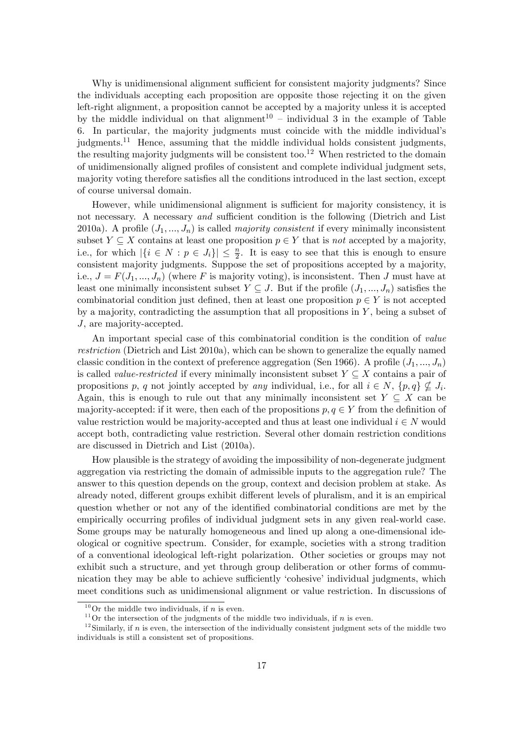Why is unidimensional alignment sufficient for consistent majority judgments? Since the individuals accepting each proposition are opposite those rejecting it on the given left-right alignment, a proposition cannot be accepted by a majority unless it is accepted by the middle individual on that alignment[10] – individual 3 in the example of Table 6. In particular, the majority judgments must coincide with the middle individual's judgments.[11] Hence, assuming that the middle individual holds consistent judgments, the resulting majority judgments will be consistent too.[12] When restricted to the domain of unidimensionally aligned profiles of consistent and complete individual judgment sets, majority voting therefore satisfies all the conditions introduced in the last section, except of course universal domain.

However, while unidimensional alignment is sufficient for majority consistency, it is not necessary. A necessary *and* sufficient condition is the following (Dietrich and List 2010a). A profile $(J_1, ..., J_n)$ is called *majority consistent* if every minimally inconsistent subset $Y \subseteq X$ contains at least one proposition $p \in Y$ that is *not* accepted by a majority, i.e., for which $|\{i \in N : p \in J_i\}| \leq \frac{n}{2}$. It is easy to see that this is enough to ensure consistent majority judgments. Suppose the set of propositions accepted by a majority, i.e., $J = F(J_1, ..., J_n)$ (where $F$ is majority voting), is inconsistent. Then $J$ must have at least one minimally inconsistent subset $Y \subseteq J$. But if the profile $(J_1, ..., J_n)$ satisfies the combinatorial condition just defined, then at least one proposition $p \in Y$ is not accepted by a majority, contradicting the assumption that all propositions in $Y$, being a subset of $J$, are majority-accepted.

An important special case of this combinatorial condition is the condition of *value restriction* (Dietrich and List 2010a), which can be shown to generalize the equally named classic condition in the context of preference aggregation (Sen 1966). A profile $(J_1, ..., J_n)$ is called *value-restricted* if every minimally inconsistent subset $Y \subseteq X$ contains a pair of propositions $p$, $q$ not jointly accepted by *any* individual, i.e., for all $i \in N$, $\{p, q\} \nsubseteq J_i$. Again, this is enough to rule out that any minimally inconsistent set $Y \subseteq X$ can be majority-accepted: if it were, then each of the propositions $p, q \in Y$ from the definition of value restriction would be majority-accepted and thus at least one individual $i \in N$ would accept both, contradicting value restriction. Several other domain restriction conditions are discussed in Dietrich and List (2010a).

How plausible is the strategy of avoiding the impossibility of non-degenerate judgment aggregation via restricting the domain of admissible inputs to the aggregation rule? The answer to this question depends on the group, context and decision problem at stake. As already noted, different groups exhibit different levels of pluralism, and it is an empirical question whether or not any of the identified combinatorial conditions are met by the empirically occurring profiles of individual judgment sets in any given real-world case. Some groups may be naturally homogeneous and lined up along a one-dimensional ideological or cognitive spectrum. Consider, for example, societies with a strong tradition of a conventional ideological left-right polarization. Other societies or groups may not exhibit such a structure, and yet through group deliberation or other forms of communication they may be able to achieve sufficiently 'cohesive' individual judgments, which meet conditions such as unidimensional alignment or value restriction. In discussions of

[10] Or the middle two individuals, if $n$ is even.

[11] Or the intersection of the judgments of the middle two individuals, if $n$ is even.

[12] Similarly, if $n$ is even, the intersection of the individually consistent judgment sets of the middle two individuals is still a consistent set of propositions.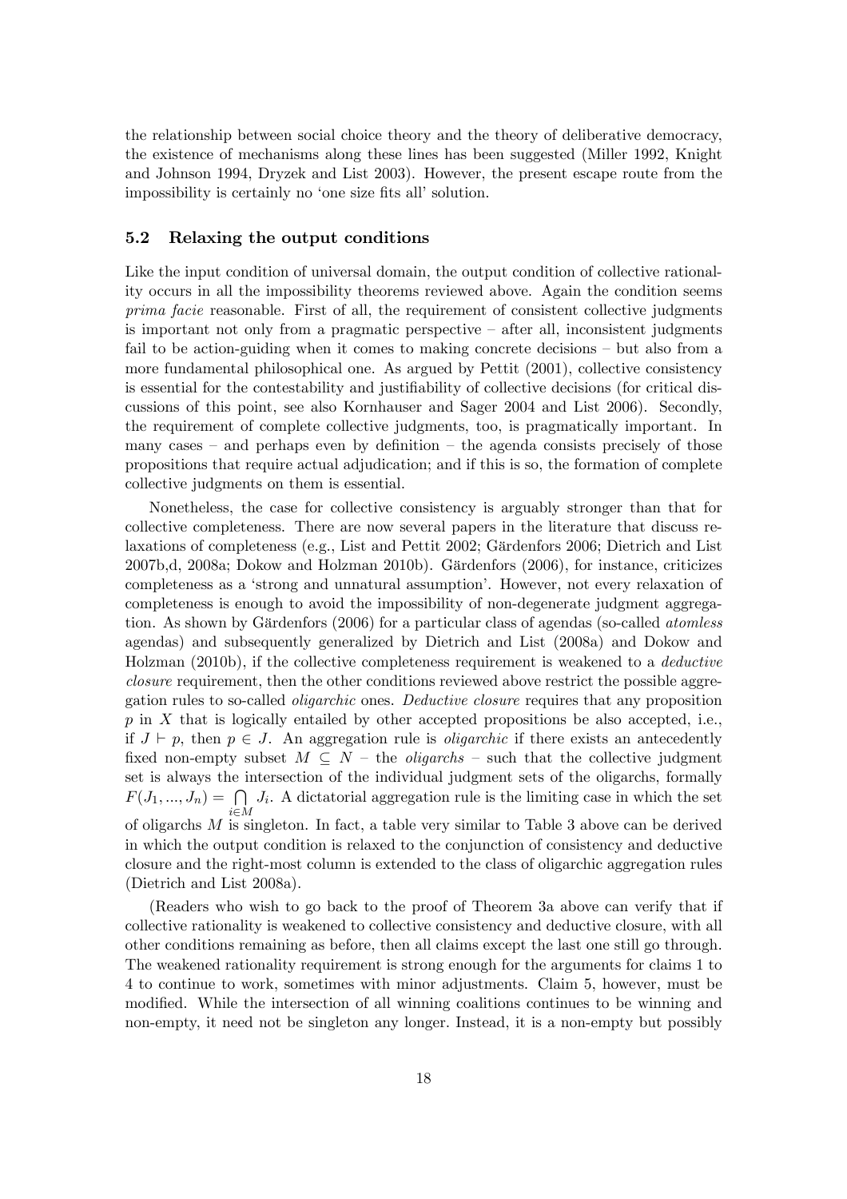the relationship between social choice theory and the theory of deliberative democracy, the existence of mechanisms along these lines has been suggested (Miller 1992, Knight and Johnson 1994, Dryzek and List 2003). However, the present escape route from the impossibility is certainly no 'one size fits all' solution.

### 5.2 Relaxing the output conditions

Like the input condition of universal domain, the output condition of collective rationality occurs in all the impossibility theorems reviewed above. Again the condition seems *prima facie* reasonable. First of all, the requirement of consistent collective judgments is important not only from a pragmatic perspective – after all, inconsistent judgments fail to be action-guiding when it comes to making concrete decisions – but also from a more fundamental philosophical one. As argued by Pettit (2001), collective consistency is essential for the contestability and justifiability of collective decisions (for critical discussions of this point, see also Kornhauser and Sager 2004 and List 2006). Secondly, the requirement of complete collective judgments, too, is pragmatically important. In many cases – and perhaps even by definition – the agenda consists precisely of those propositions that require actual adjudication; and if this is so, the formation of complete collective judgments on them is essential.

Nonetheless, the case for collective consistency is arguably stronger than that for collective completeness. There are now several papers in the literature that discuss relaxations of completeness (e.g., List and Pettit 2002; Gärdenfors 2006; Dietrich and List 2007b,d, 2008a; Dokow and Holzman 2010b). Gärdenfors (2006), for instance, criticizes completeness as a 'strong and unnatural assumption'. However, not every relaxation of completeness is enough to avoid the impossibility of non-degenerate judgment aggregation. As shown by Gärdenfors (2006) for a particular class of agendas (so-called *atomless* agendas) and subsequently generalized by Dietrich and List (2008a) and Dokow and Holzman (2010b), if the collective completeness requirement is weakened to a *deductive closure* requirement, then the other conditions reviewed above restrict the possible aggregation rules to so-called *oligarchic* ones. *Deductive closure* requires that any proposition $p$ in $X$ that is logically entailed by other accepted propositions be also accepted, i.e., if $J \vdash p$, then $p \in J$. An aggregation rule is *oligarchic* if there exists an antecedently fixed non-empty subset $M \subseteq N$ – the *oligarchs* – such that the collective judgment set is always the intersection of the individual judgment sets of the oligarchs, formally $F(J_1, ..., J_n) = \bigcap_{i \in M} J_i$. A dictatorial aggregation rule is the limiting case in which the set of oligarchs $M$ is singleton. In fact, a table very similar to Table 3 above can be derived in which the output condition is relaxed to the conjunction of consistency and deductive closure and the right-most column is extended to the class of oligarchic aggregation rules (Dietrich and List 2008a).

(Readers who wish to go back to the proof of Theorem 3a above can verify that if collective rationality is weakened to collective consistency and deductive closure, with all other conditions remaining as before, then all claims except the last one still go through. The weakened rationality requirement is strong enough for the arguments for claims 1 to 4 to continue to work, sometimes with minor adjustments. Claim 5, however, must be modified. While the intersection of all winning coalitions continues to be winning and non-empty, it need not be singleton any longer. Instead, it is a non-empty but possibly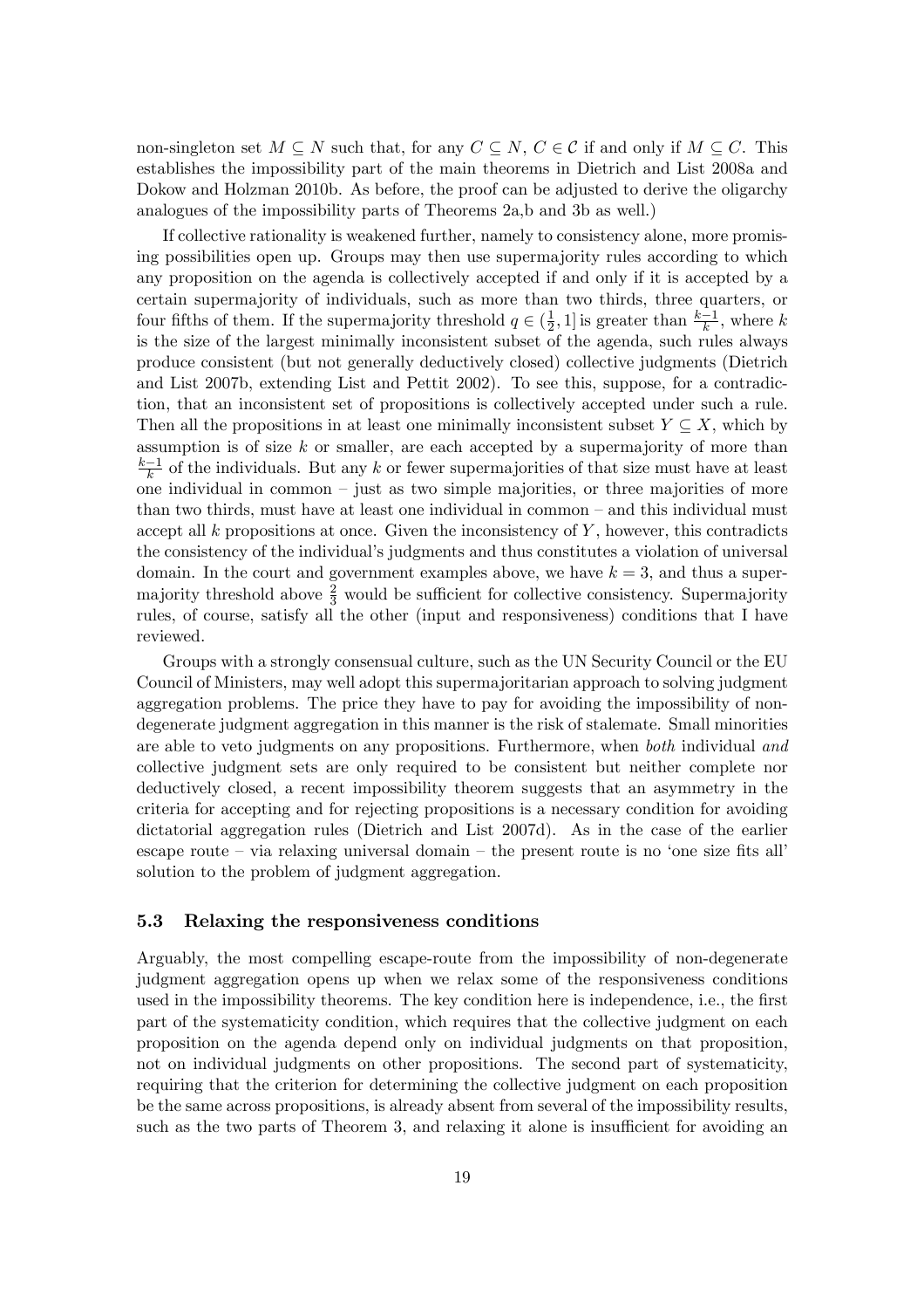non-singleton set $M \subseteq N$ such that, for any $C \subseteq N$, $C \in \mathcal{C}$ if and only if $M \subseteq C$. This establishes the impossibility part of the main theorems in Dietrich and List 2008a and Dokow and Holzman 2010b. As before, the proof can be adjusted to derive the oligarchy analogues of the impossibility parts of Theorems 2a,b and 3b as well.)

If collective rationality is weakened further, namely to consistency alone, more promising possibilities open up. Groups may then use supermajority rules according to which any proposition on the agenda is collectively accepted if and only if it is accepted by a certain supermajority of individuals, such as more than two thirds, three quarters, or four fifths of them. If the supermajority threshold $q \in (\frac{1}{2}, 1]$ is greater than $\frac{k-1}{k}$, where $k$ is the size of the largest minimally inconsistent subset of the agenda, such rules always produce consistent (but not generally deductively closed) collective judgments (Dietrich and List 2007b, extending List and Pettit 2002). To see this, suppose, for a contradiction, that an inconsistent set of propositions is collectively accepted under such a rule. Then all the propositions in at least one minimally inconsistent subset $Y \subseteq X$, which by assumption is of size $k$ or smaller, are each accepted by a supermajority of more than $\frac{k-1}{k}$ of the individuals. But any $k$ or fewer supermajorities of that size must have at least one individual in common – just as two simple majorities, or three majorities of more than two thirds, must have at least one individual in common – and this individual must accept all $k$ propositions at once. Given the inconsistency of $Y$, however, this contradicts the consistency of the individual's judgments and thus constitutes a violation of universal domain. In the court and government examples above, we have $k = 3$, and thus a supermajority threshold above $\frac{2}{3}$ would be sufficient for collective consistency. Supermajority rules, of course, satisfy all the other (input and responsiveness) conditions that I have reviewed.

Groups with a strongly consensual culture, such as the UN Security Council or the EU Council of Ministers, may well adopt this supermajoritarian approach to solving judgment aggregation problems. The price they have to pay for avoiding the impossibility of non-degenerate judgment aggregation in this manner is the risk of stalemate. Small minorities are able to veto judgments on any propositions. Furthermore, when *both* individual *and* collective judgment sets are only required to be consistent but neither complete nor deductively closed, a recent impossibility theorem suggests that an asymmetry in the criteria for accepting and for rejecting propositions is a necessary condition for avoiding dictatorial aggregation rules (Dietrich and List 2007d). As in the case of the earlier escape route – via relaxing universal domain – the present route is no 'one size fits all' solution to the problem of judgment aggregation.

### 5.3 Relaxing the responsiveness conditions

Arguably, the most compelling escape-route from the impossibility of non-degenerate judgment aggregation opens up when we relax some of the responsiveness conditions used in the impossibility theorems. The key condition here is independence, i.e., the first part of the systematicity condition, which requires that the collective judgment on each proposition on the agenda depend only on individual judgments on that proposition, not on individual judgments on other propositions. The second part of systematicity, requiring that the criterion for determining the collective judgment on each proposition be the same across propositions, is already absent from several of the impossibility results, such as the two parts of Theorem 3, and relaxing it alone is insufficient for avoiding an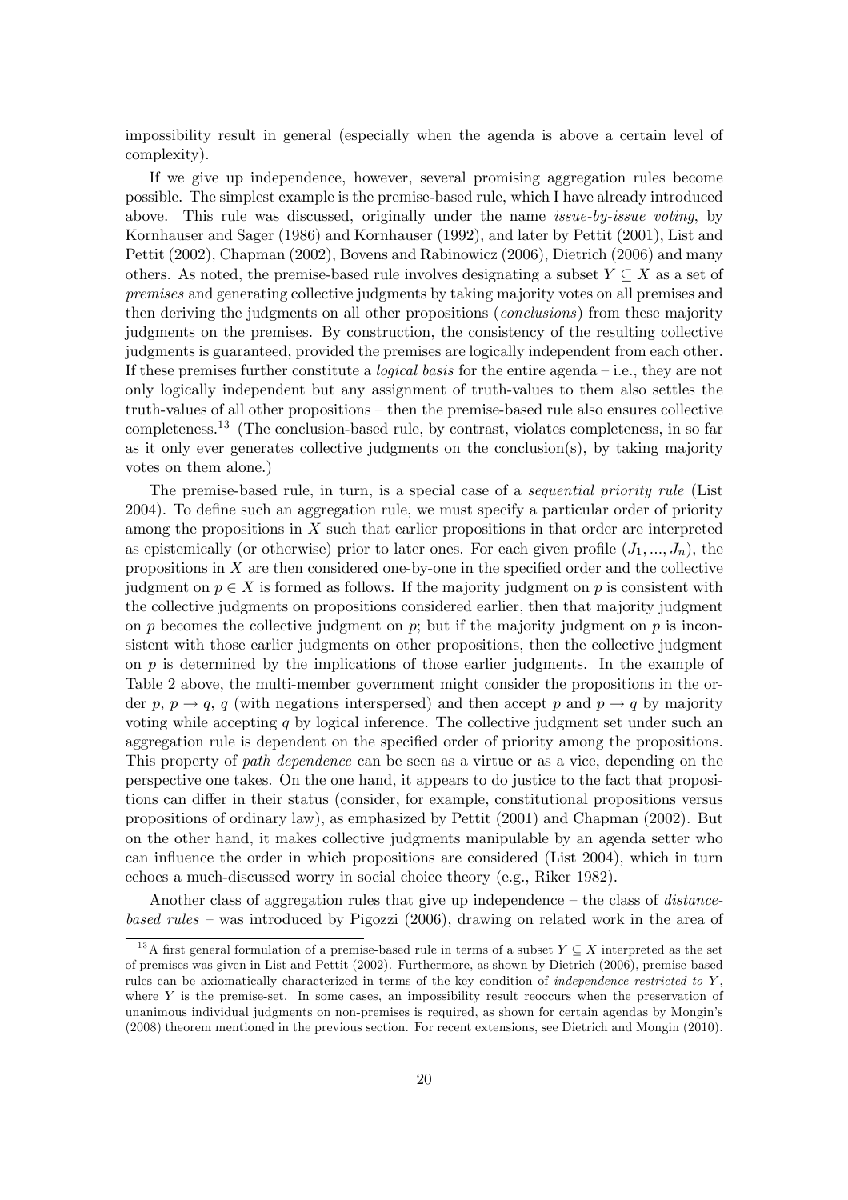impossibility result in general (especially when the agenda is above a certain level of complexity).

If we give up independence, however, several promising aggregation rules become possible. The simplest example is the premise-based rule, which I have already introduced above. This rule was discussed, originally under the name *issue-by-issue voting*, by Kornhauser and Sager (1986) and Kornhauser (1992), and later by Pettit (2001), List and Pettit (2002), Chapman (2002), Bovens and Rabinowicz (2006), Dietrich (2006) and many others. As noted, the premise-based rule involves designating a subset $Y \subseteq X$ as a set of *premises* and generating collective judgments by taking majority votes on all premises and then deriving the judgments on all other propositions (*conclusions*) from these majority judgments on the premises. By construction, the consistency of the resulting collective judgments is guaranteed, provided the premises are logically independent from each other. If these premises further constitute a *logical basis* for the entire agenda – i.e., they are not only logically independent but any assignment of truth-values to them also settles the truth-values of all other propositions – then the premise-based rule also ensures collective completeness.[13] (The conclusion-based rule, by contrast, violates completeness, in so far as it only ever generates collective judgments on the conclusion(s), by taking majority votes on them alone.)

The premise-based rule, in turn, is a special case of a *sequential priority rule* (List 2004). To define such an aggregation rule, we must specify a particular order of priority among the propositions in $X$ such that earlier propositions in that order are interpreted as epistemically (or otherwise) prior to later ones. For each given profile $(J_1, ..., J_n)$, the propositions in $X$ are then considered one-by-one in the specified order and the collective judgment on $p \in X$ is formed as follows. If the majority judgment on $p$ is consistent with the collective judgments on propositions considered earlier, then that majority judgment on $p$ becomes the collective judgment on $p$; but if the majority judgment on $p$ is inconsistent with those earlier judgments on other propositions, then the collective judgment on $p$ is determined by the implications of those earlier judgments. In the example of Table 2 above, the multi-member government might consider the propositions in the order $p$, $p \rightarrow q$, $q$ (with negations interspersed) and then accept $p$ and $p \rightarrow q$ by majority voting while accepting $q$ by logical inference. The collective judgment set under such an aggregation rule is dependent on the specified order of priority among the propositions. This property of *path dependence* can be seen as a virtue or as a vice, depending on the perspective one takes. On the one hand, it appears to do justice to the fact that propositions can differ in their status (consider, for example, constitutional propositions versus propositions of ordinary law), as emphasized by Pettit (2001) and Chapman (2002). But on the other hand, it makes collective judgments manipulable by an agenda setter who can influence the order in which propositions are considered (List 2004), which in turn echoes a much-discussed worry in social choice theory (e.g., Riker 1982).

Another class of aggregation rules that give up independence – the class of *distance-based rules* – was introduced by Pigozzi (2006), drawing on related work in the area of

[13] A first general formulation of a premise-based rule in terms of a subset $Y \subseteq X$ interpreted as the set of premises was given in List and Pettit (2002). Furthermore, as shown by Dietrich (2006), premise-based rules can be axiomatically characterized in terms of the key condition of *independence restricted to* $Y$, where $Y$ is the premise-set. In some cases, an impossibility result reoccurs when the preservation of unanimous individual judgments on non-premises is required, as shown for certain agendas by Mongin's (2008) theorem mentioned in the previous section. For recent extensions, see Dietrich and Mongin (2010).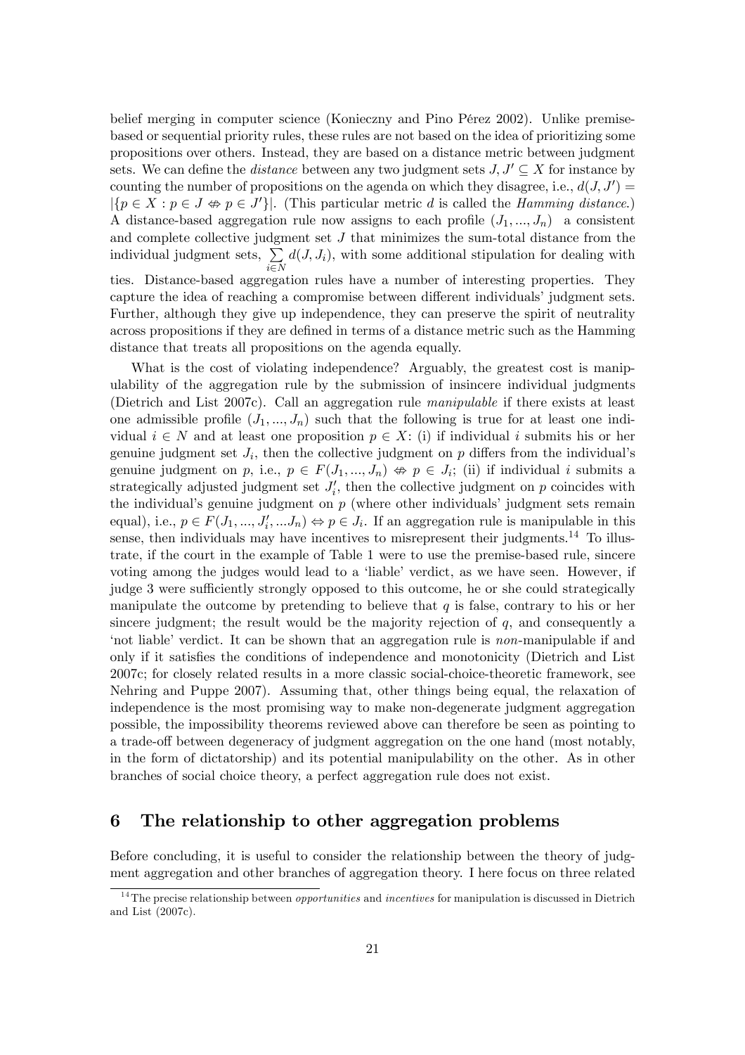belief merging in computer science (Konieczny and Pino Pérez 2002). Unlike premise-based or sequential priority rules, these rules are not based on the idea of prioritizing some propositions over others. Instead, they are based on a distance metric between judgment sets. We can define the *distance* between any two judgment sets $J, J' \subseteq X$ for instance by counting the number of propositions on the agenda on which they disagree, i.e., $d(J, J') = |\{p \in X : p \in J \nLeftrightarrow p \in J'\}|$. (This particular metric $d$ is called the *Hamming distance*.) A distance-based aggregation rule now assigns to each profile $(J_1, ..., J_n)$ a consistent and complete collective judgment set $J$ that minimizes the sum-total distance from the individual judgment sets, $\sum_{i \in N} d(J, J_i)$, with some additional stipulation for dealing with ties. Distance-based aggregation rules have a number of interesting properties. They capture the idea of reaching a compromise between different individuals' judgment sets. Further, although they give up independence, they can preserve the spirit of neutrality across propositions if they are defined in terms of a distance metric such as the Hamming distance that treats all propositions on the agenda equally.

What is the cost of violating independence? Arguably, the greatest cost is manipulability of the aggregation rule by the submission of insincere individual judgments (Dietrich and List 2007c). Call an aggregation rule *manipulable* if there exists at least one admissible profile $(J_1, ..., J_n)$ such that the following is true for at least one individual $i \in N$ and at least one proposition $p \in X$: (i) if individual $i$ submits his or her genuine judgment set $J_i$, then the collective judgment on $p$ differs from the individual's genuine judgment on $p$, i.e., $p \in F(J_1, ..., J_n) \nLeftrightarrow p \in J_i$; (ii) if individual $i$ submits a strategically adjusted judgment set $J'_i$, then the collective judgment on $p$ coincides with the individual's genuine judgment on $p$ (where other individuals' judgment sets remain equal), i.e., $p \in F(J_1, ..., J'_i, ...J_n) \Leftrightarrow p \in J_i$. If an aggregation rule is manipulable in this sense, then individuals may have incentives to misrepresent their judgments.[14] To illustrate, if the court in the example of Table 1 were to use the premise-based rule, sincere voting among the judges would lead to a 'liable' verdict, as we have seen. However, if judge 3 were sufficiently strongly opposed to this outcome, he or she could strategically manipulate the outcome by pretending to believe that $q$ is false, contrary to his or her sincere judgment; the result would be the majority rejection of $q$, and consequently a 'not liable' verdict. It can be shown that an aggregation rule is *non*-manipulable if and only if it satisfies the conditions of independence and monotonicity (Dietrich and List 2007c; for closely related results in a more classic social-choice-theoretic framework, see Nehring and Puppe 2007). Assuming that, other things being equal, the relaxation of independence is the most promising way to make non-degenerate judgment aggregation possible, the impossibility theorems reviewed above can therefore be seen as pointing to a trade-off between degeneracy of judgment aggregation on the one hand (most notably, in the form of dictatorship) and its potential manipulability on the other. As in other branches of social choice theory, a perfect aggregation rule does not exist.

## 6 The relationship to other aggregation problems

Before concluding, it is useful to consider the relationship between the theory of judgment aggregation and other branches of aggregation theory. I here focus on three related

[14] The precise relationship between *opportunities* and *incentives* for manipulation is discussed in Dietrich and List (2007c).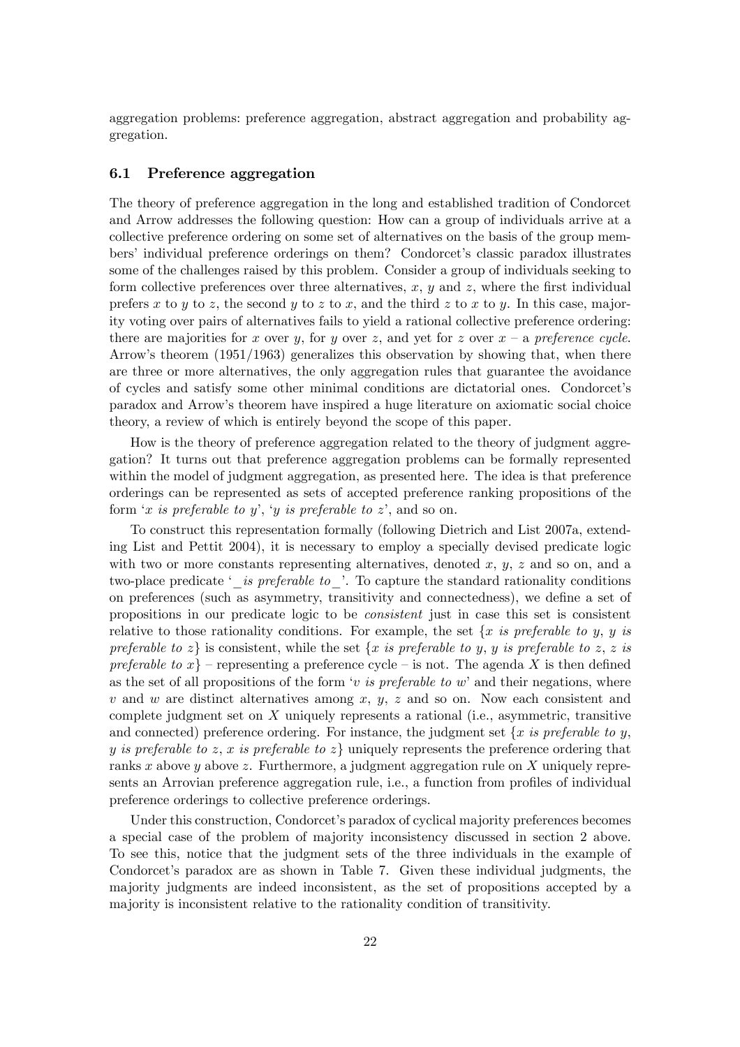aggregation problems: preference aggregation, abstract aggregation and probability aggregation.

### 6.1 Preference aggregation

The theory of preference aggregation in the long and established tradition of Condorcet and Arrow addresses the following question: How can a group of individuals arrive at a collective preference ordering on some set of alternatives on the basis of the group members' individual preference orderings on them? Condorcet's classic paradox illustrates some of the challenges raised by this problem. Consider a group of individuals seeking to form collective preferences over three alternatives, $x$, $y$ and $z$, where the first individual prefers $x$ to $y$ to $z$, the second $y$ to $z$ to $x$, and the third $z$ to $x$ to $y$. In this case, majority voting over pairs of alternatives fails to yield a rational collective preference ordering: there are majorities for $x$ over $y$, for $y$ over $z$, and yet for $z$ over $x$ – a *preference cycle*. Arrow's theorem (1951/1963) generalizes this observation by showing that, when there are three or more alternatives, the only aggregation rules that guarantee the avoidance of cycles and satisfy some other minimal conditions are dictatorial ones. Condorcet's paradox and Arrow's theorem have inspired a huge literature on axiomatic social choice theory, a review of which is entirely beyond the scope of this paper.

How is the theory of preference aggregation related to the theory of judgment aggregation? It turns out that preference aggregation problems can be formally represented within the model of judgment aggregation, as presented here. The idea is that preference orderings can be represented as sets of accepted preference ranking propositions of the form '*x is preferable to y*', '*y is preferable to z*', and so on.

To construct this representation formally (following Dietrich and List 2007a, extending List and Pettit 2004), it is necessary to employ a specially devised predicate logic with two or more constants representing alternatives, denoted $x$, $y$, $z$ and so on, and a two-place predicate '_ *is preferable to* _'. To capture the standard rationality conditions on preferences (such as asymmetry, transitivity and connectedness), we define a set of propositions in our predicate logic to be *consistent* just in case this set is consistent relative to those rationality conditions. For example, the set {*x is preferable to y*, *y is preferable to z*} is consistent, while the set {*x is preferable to y*, *y is preferable to z*, *z is preferable to x*} – representing a preference cycle – is not. The agenda $X$ is then defined as the set of all propositions of the form '*v is preferable to w*' and their negations, where $v$ and $w$ are distinct alternatives among $x$, $y$, $z$ and so on. Now each consistent and complete judgment set on $X$ uniquely represents a rational (i.e., asymmetric, transitive and connected) preference ordering. For instance, the judgment set {*x is preferable to y*, *y is preferable to z*, *x is preferable to z*} uniquely represents the preference ordering that ranks $x$ above $y$ above $z$. Furthermore, a judgment aggregation rule on $X$ uniquely represents an Arrovian preference aggregation rule, i.e., a function from profiles of individual preference orderings to collective preference orderings.

Under this construction, Condorcet's paradox of cyclical majority preferences becomes a special case of the problem of majority inconsistency discussed in section 2 above. To see this, notice that the judgment sets of the three individuals in the example of Condorcet's paradox are as shown in Table 7. Given these individual judgments, the majority judgments are indeed inconsistent, as the set of propositions accepted by a majority is inconsistent relative to the rationality condition of transitivity.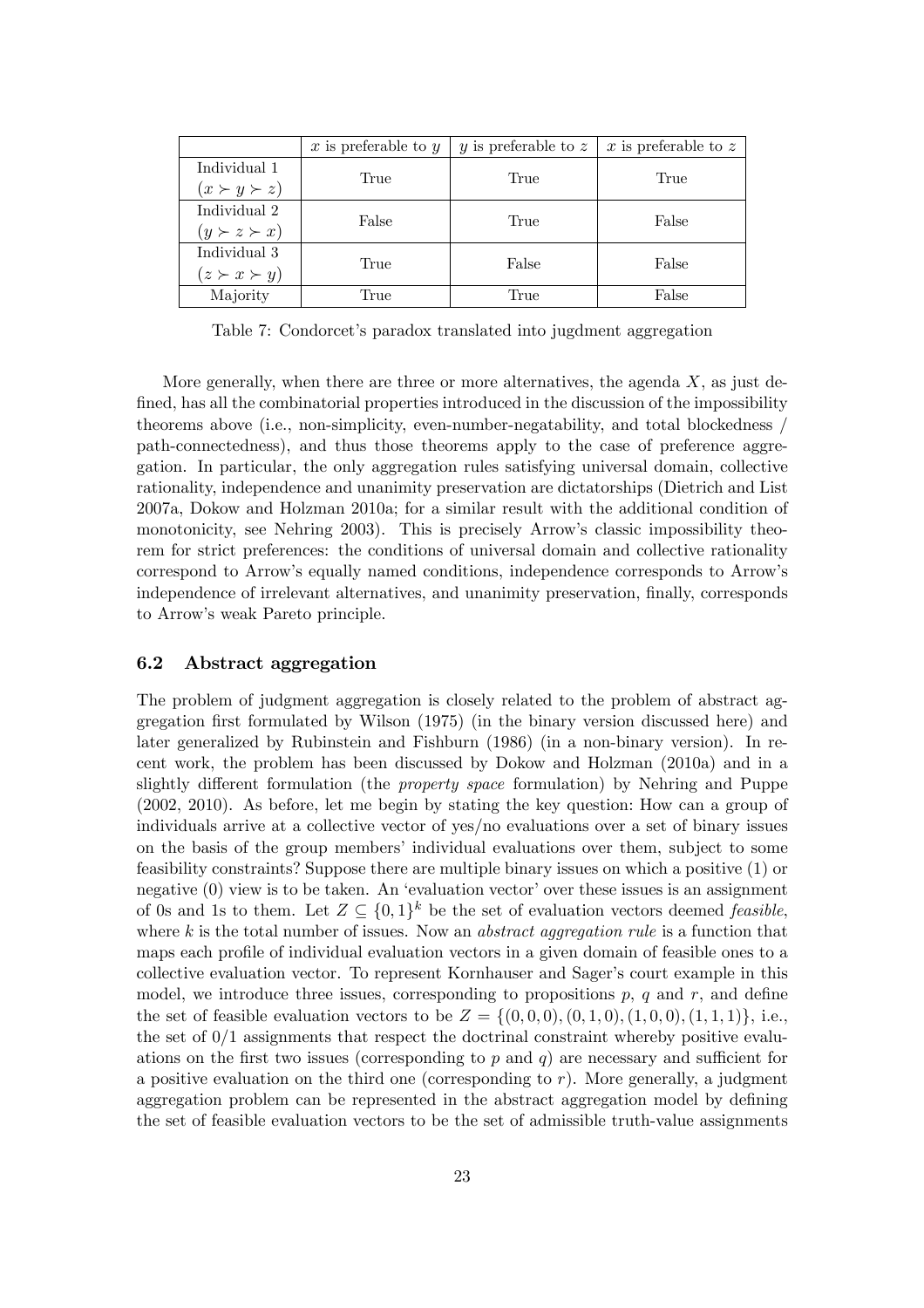| | $x$ is preferable to $y$ | $y$ is preferable to $z$ | $x$ is preferable to $z$ |
|---|---|---|---|
| Individual 1 ($x \succ y \succ z$) | True | True | True |
| Individual 2 ($y \succ z \succ x$) | False | True | False |
| Individual 3 ($z \succ x \succ y$) | True | False | False |
| Majority | True | True | False |

Table 7: Condorcet's paradox translated into jugdment aggregation

More generally, when there are three or more alternatives, the agenda $X$, as just defined, has all the combinatorial properties introduced in the discussion of the impossibility theorems above (i.e., non-simplicity, even-number-negatability, and total blockedness / path-connectedness), and thus those theorems apply to the case of preference aggregation. In particular, the only aggregation rules satisfying universal domain, collective rationality, independence and unanimity preservation are dictatorships (Dietrich and List 2007a, Dokow and Holzman 2010a; for a similar result with the additional condition of monotonicity, see Nehring 2003). This is precisely Arrow's classic impossibility theorem for strict preferences: the conditions of universal domain and collective rationality correspond to Arrow's equally named conditions, independence corresponds to Arrow's independence of irrelevant alternatives, and unanimity preservation, finally, corresponds to Arrow's weak Pareto principle.

### 6.2 Abstract aggregation

The problem of judgment aggregation is closely related to the problem of abstract aggregation first formulated by Wilson (1975) (in the binary version discussed here) and later generalized by Rubinstein and Fishburn (1986) (in a non-binary version). In recent work, the problem has been discussed by Dokow and Holzman (2010a) and in a slightly different formulation (the *property space* formulation) by Nehring and Puppe (2002, 2010). As before, let me begin by stating the key question: How can a group of individuals arrive at a collective vector of yes/no evaluations over a set of binary issues on the basis of the group members' individual evaluations over them, subject to some feasibility constraints? Suppose there are multiple binary issues on which a positive (1) or negative (0) view is to be taken. An 'evaluation vector' over these issues is an assignment of 0s and 1s to them. Let $Z \subseteq \{0, 1\}^k$ be the set of evaluation vectors deemed *feasible*, where $k$ is the total number of issues. Now an *abstract aggregation rule* is a function that maps each profile of individual evaluation vectors in a given domain of feasible ones to a collective evaluation vector. To represent Kornhauser and Sager's court example in this model, we introduce three issues, corresponding to propositions $p$, $q$ and $r$, and define the set of feasible evaluation vectors to be $Z = \{(0, 0, 0), (0, 1, 0), (1, 0, 0), (1, 1, 1)\}$, i.e., the set of 0/1 assignments that respect the doctrinal constraint whereby positive evaluations on the first two issues (corresponding to $p$ and $q$) are necessary and sufficient for a positive evaluation on the third one (corresponding to $r$). More generally, a judgment aggregation problem can be represented in the abstract aggregation model by defining the set of feasible evaluation vectors to be the set of admissible truth-value assignments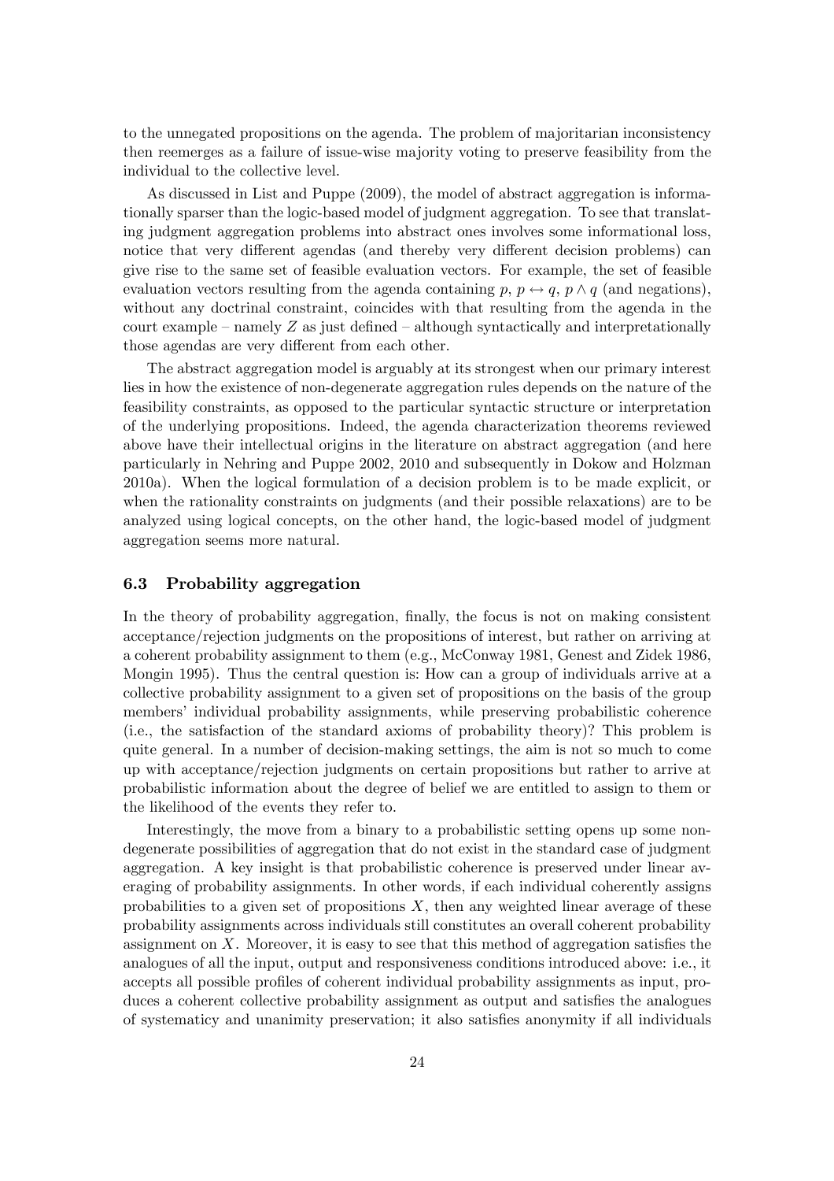to the unnegated propositions on the agenda. The problem of majoritarian inconsistency then reemerges as a failure of issue-wise majority voting to preserve feasibility from the individual to the collective level.

As discussed in List and Puppe (2009), the model of abstract aggregation is informationally sparser than the logic-based model of judgment aggregation. To see that translating judgment aggregation problems into abstract ones involves some informational loss, notice that very different agendas (and thereby very different decision problems) can give rise to the same set of feasible evaluation vectors. For example, the set of feasible evaluation vectors resulting from the agenda containing $p$, $p \leftrightarrow q$, $p \wedge q$ (and negations), without any doctrinal constraint, coincides with that resulting from the agenda in the court example – namely $Z$ as just defined – although syntactically and interpretationally those agendas are very different from each other.

The abstract aggregation model is arguably at its strongest when our primary interest lies in how the existence of non-degenerate aggregation rules depends on the nature of the feasibility constraints, as opposed to the particular syntactic structure or interpretation of the underlying propositions. Indeed, the agenda characterization theorems reviewed above have their intellectual origins in the literature on abstract aggregation (and here particularly in Nehring and Puppe 2002, 2010 and subsequently in Dokow and Holzman 2010a). When the logical formulation of a decision problem is to be made explicit, or when the rationality constraints on judgments (and their possible relaxations) are to be analyzed using logical concepts, on the other hand, the logic-based model of judgment aggregation seems more natural.

### 6.3 Probability aggregation

In the theory of probability aggregation, finally, the focus is not on making consistent acceptance/rejection judgments on the propositions of interest, but rather on arriving at a coherent probability assignment to them (e.g., McConway 1981, Genest and Zidek 1986, Mongin 1995). Thus the central question is: How can a group of individuals arrive at a collective probability assignment to a given set of propositions on the basis of the group members' individual probability assignments, while preserving probabilistic coherence (i.e., the satisfaction of the standard axioms of probability theory)? This problem is quite general. In a number of decision-making settings, the aim is not so much to come up with acceptance/rejection judgments on certain propositions but rather to arrive at probabilistic information about the degree of belief we are entitled to assign to them or the likelihood of the events they refer to.

Interestingly, the move from a binary to a probabilistic setting opens up some non-degenerate possibilities of aggregation that do not exist in the standard case of judgment aggregation. A key insight is that probabilistic coherence is preserved under linear averaging of probability assignments. In other words, if each individual coherently assigns probabilities to a given set of propositions $X$, then any weighted linear average of these probability assignments across individuals still constitutes an overall coherent probability assignment on $X$. Moreover, it is easy to see that this method of aggregation satisfies the analogues of all the input, output and responsiveness conditions introduced above: i.e., it accepts all possible profiles of coherent individual probability assignments as input, produces a coherent collective probability assignment as output and satisfies the analogues of systematicy and unanimity preservation; it also satisfies anonymity if all individuals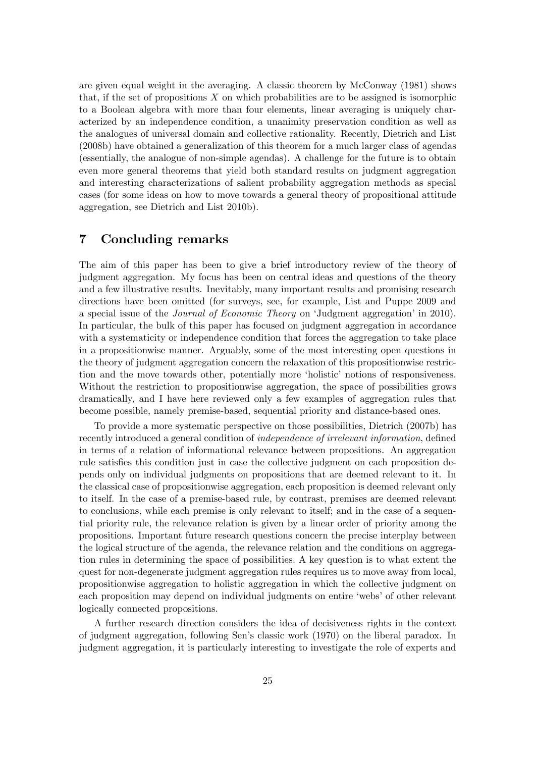are given equal weight in the averaging. A classic theorem by McConway (1981) shows that, if the set of propositions $X$ on which probabilities are to be assigned is isomorphic to a Boolean algebra with more than four elements, linear averaging is uniquely characterized by an independence condition, a unanimity preservation condition as well as the analogues of universal domain and collective rationality. Recently, Dietrich and List (2008b) have obtained a generalization of this theorem for a much larger class of agendas (essentially, the analogue of non-simple agendas). A challenge for the future is to obtain even more general theorems that yield both standard results on judgment aggregation and interesting characterizations of salient probability aggregation methods as special cases (for some ideas on how to move towards a general theory of propositional attitude aggregation, see Dietrich and List 2010b).

## 7 Concluding remarks

The aim of this paper has been to give a brief introductory review of the theory of judgment aggregation. My focus has been on central ideas and questions of the theory and a few illustrative results. Inevitably, many important results and promising research directions have been omitted (for surveys, see, for example, List and Puppe 2009 and a special issue of the *Journal of Economic Theory* on 'Judgment aggregation' in 2010). In particular, the bulk of this paper has focused on judgment aggregation in accordance with a systematicity or independence condition that forces the aggregation to take place in a propositionwise manner. Arguably, some of the most interesting open questions in the theory of judgment aggregation concern the relaxation of this propositionwise restriction and the move towards other, potentially more 'holistic' notions of responsiveness. Without the restriction to propositionwise aggregation, the space of possibilities grows dramatically, and I have here reviewed only a few examples of aggregation rules that become possible, namely premise-based, sequential priority and distance-based ones.

To provide a more systematic perspective on those possibilities, Dietrich (2007b) has recently introduced a general condition of *independence of irrelevant information*, defined in terms of a relation of informational relevance between propositions. An aggregation rule satisfies this condition just in case the collective judgment on each proposition depends only on individual judgments on propositions that are deemed relevant to it. In the classical case of propositionwise aggregation, each proposition is deemed relevant only to itself. In the case of a premise-based rule, by contrast, premises are deemed relevant to conclusions, while each premise is only relevant to itself; and in the case of a sequential priority rule, the relevance relation is given by a linear order of priority among the propositions. Important future research questions concern the precise interplay between the logical structure of the agenda, the relevance relation and the conditions on aggregation rules in determining the space of possibilities. A key question is to what extent the quest for non-degenerate judgment aggregation rules requires us to move away from local, propositionwise aggregation to holistic aggregation in which the collective judgment on each proposition may depend on individual judgments on entire 'webs' of other relevant logically connected propositions.

A further research direction considers the idea of decisiveness rights in the context of judgment aggregation, following Sen's classic work (1970) on the liberal paradox. In judgment aggregation, it is particularly interesting to investigate the role of experts and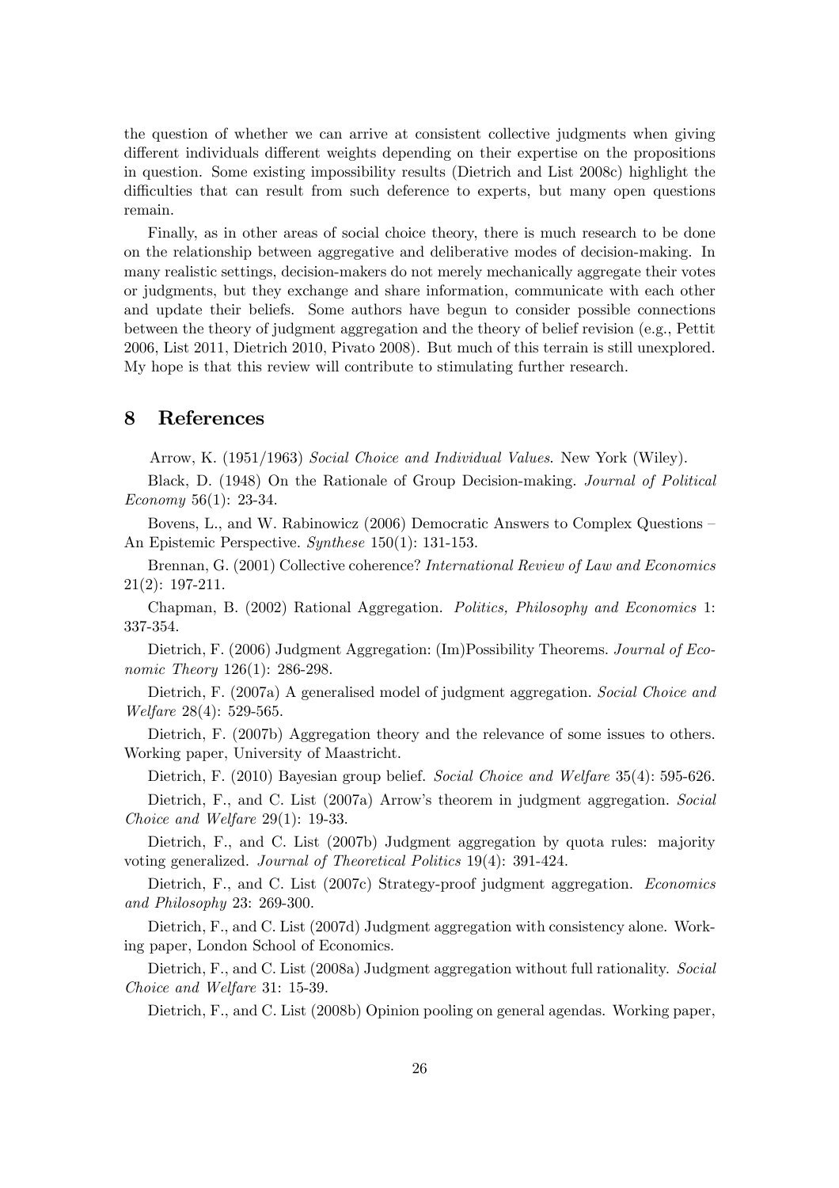the question of whether we can arrive at consistent collective judgments when giving different individuals different weights depending on their expertise on the propositions in question. Some existing impossibility results (Dietrich and List 2008c) highlight the difficulties that can result from such deference to experts, but many open questions remain.

Finally, as in other areas of social choice theory, there is much research to be done on the relationship between aggregative and deliberative modes of decision-making. In many realistic settings, decision-makers do not merely mechanically aggregate their votes or judgments, but they exchange and share information, communicate with each other and update their beliefs. Some authors have begun to consider possible connections between the theory of judgment aggregation and the theory of belief revision (e.g., Pettit 2006, List 2011, Dietrich 2010, Pivato 2008). But much of this terrain is still unexplored. My hope is that this review will contribute to stimulating further research.

# 8 References

Arrow, K. (1951/1963) *Social Choice and Individual Values*. New York (Wiley).

Black, D. (1948) On the Rationale of Group Decision-making. *Journal of Political Economy* 56(1): 23-34.

Bovens, L., and W. Rabinowicz (2006) Democratic Answers to Complex Questions – An Epistemic Perspective. *Synthese* 150(1): 131-153.

Brennan, G. (2001) Collective coherence? *International Review of Law and Economics* 21(2): 197-211.

Chapman, B. (2002) Rational Aggregation. *Politics, Philosophy and Economics* 1: 337-354.

Dietrich, F. (2006) Judgment Aggregation: (Im)Possibility Theorems. *Journal of Economic Theory* 126(1): 286-298.

Dietrich, F. (2007a) A generalised model of judgment aggregation. *Social Choice and Welfare* 28(4): 529-565.

Dietrich, F. (2007b) Aggregation theory and the relevance of some issues to others. Working paper, University of Maastricht.

Dietrich, F. (2010) Bayesian group belief. *Social Choice and Welfare* 35(4): 595-626.

Dietrich, F., and C. List (2007a) Arrow's theorem in judgment aggregation. *Social Choice and Welfare* 29(1): 19-33.

Dietrich, F., and C. List (2007b) Judgment aggregation by quota rules: majority voting generalized. *Journal of Theoretical Politics* 19(4): 391-424.

Dietrich, F., and C. List (2007c) Strategy-proof judgment aggregation. *Economics and Philosophy* 23: 269-300.

Dietrich, F., and C. List (2007d) Judgment aggregation with consistency alone. Working paper, London School of Economics.

Dietrich, F., and C. List (2008a) Judgment aggregation without full rationality. *Social Choice and Welfare* 31: 15-39.

Dietrich, F., and C. List (2008b) Opinion pooling on general agendas. Working paper,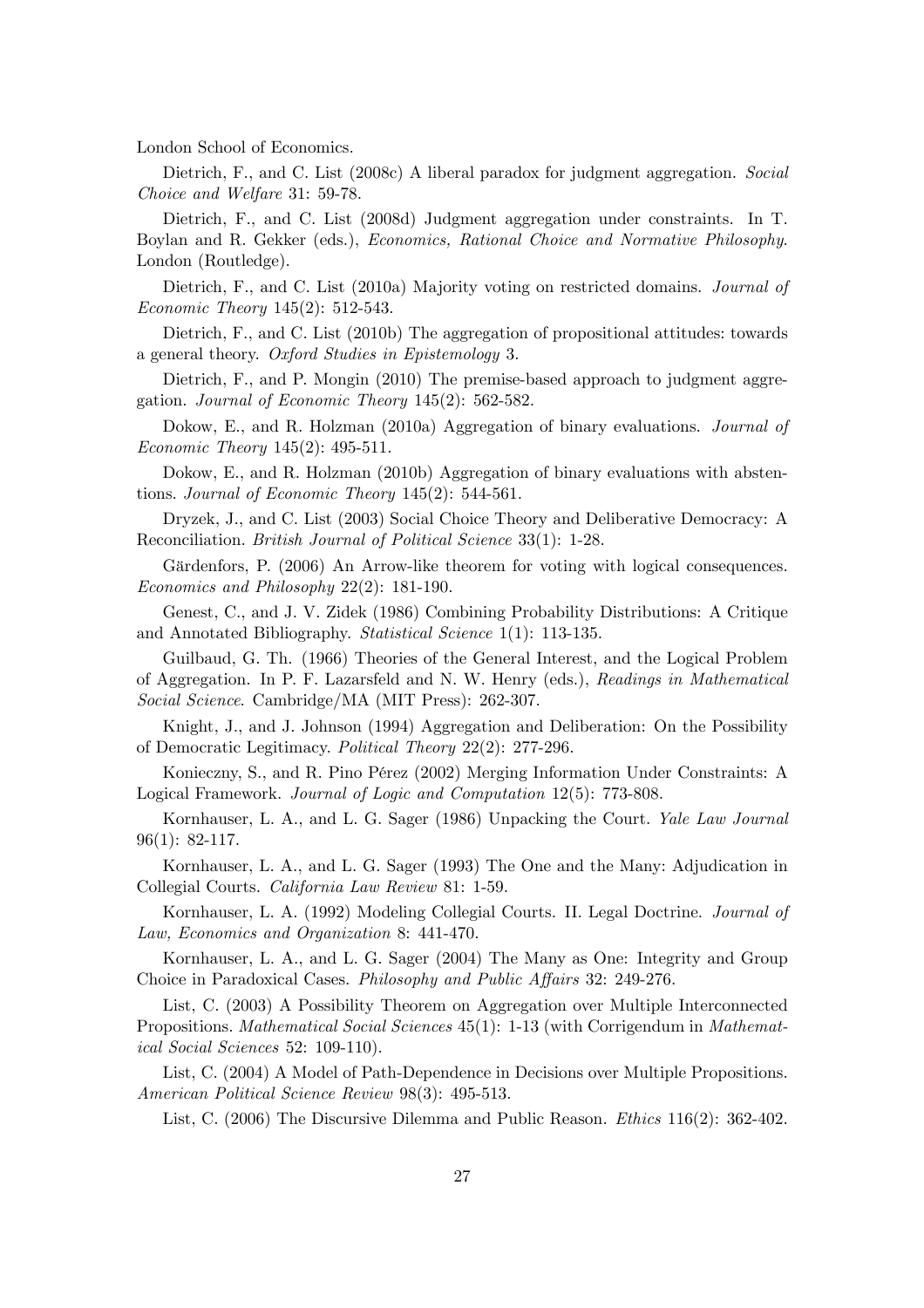London School of Economics.

Dietrich, F., and C. List (2008c) A liberal paradox for judgment aggregation. *Social Choice and Welfare* 31: 59-78.

Dietrich, F., and C. List (2008d) Judgment aggregation under constraints. In T. Boylan and R. Gekker (eds.), *Economics, Rational Choice and Normative Philosophy*. London (Routledge).

Dietrich, F., and C. List (2010a) Majority voting on restricted domains. *Journal of Economic Theory* 145(2): 512-543.

Dietrich, F., and C. List (2010b) The aggregation of propositional attitudes: towards a general theory. *Oxford Studies in Epistemology* 3.

Dietrich, F., and P. Mongin (2010) The premise-based approach to judgment aggregation. *Journal of Economic Theory* 145(2): 562-582.

Dokow, E., and R. Holzman (2010a) Aggregation of binary evaluations. *Journal of Economic Theory* 145(2): 495-511.

Dokow, E., and R. Holzman (2010b) Aggregation of binary evaluations with abstentions. *Journal of Economic Theory* 145(2): 544-561.

Dryzek, J., and C. List (2003) Social Choice Theory and Deliberative Democracy: A Reconciliation. *British Journal of Political Science* 33(1): 1-28.

Gärdenfors, P. (2006) An Arrow-like theorem for voting with logical consequences. *Economics and Philosophy* 22(2): 181-190.

Genest, C., and J. V. Zidek (1986) Combining Probability Distributions: A Critique and Annotated Bibliography. *Statistical Science* 1(1): 113-135.

Guilbaud, G. Th. (1966) Theories of the General Interest, and the Logical Problem of Aggregation. In P. F. Lazarsfeld and N. W. Henry (eds.), *Readings in Mathematical Social Science*. Cambridge/MA (MIT Press): 262-307.

Knight, J., and J. Johnson (1994) Aggregation and Deliberation: On the Possibility of Democratic Legitimacy. *Political Theory* 22(2): 277-296.

Konieczny, S., and R. Pino Pérez (2002) Merging Information Under Constraints: A Logical Framework. *Journal of Logic and Computation* 12(5): 773-808.

Kornhauser, L. A., and L. G. Sager (1986) Unpacking the Court. *Yale Law Journal* 96(1): 82-117.

Kornhauser, L. A., and L. G. Sager (1993) The One and the Many: Adjudication in Collegial Courts. *California Law Review* 81: 1-59.

Kornhauser, L. A. (1992) Modeling Collegial Courts. II. Legal Doctrine. *Journal of Law, Economics and Organization* 8: 441-470.

Kornhauser, L. A., and L. G. Sager (2004) The Many as One: Integrity and Group Choice in Paradoxical Cases. *Philosophy and Public Affairs* 32: 249-276.

List, C. (2003) A Possibility Theorem on Aggregation over Multiple Interconnected Propositions. *Mathematical Social Sciences* 45(1): 1-13 (with Corrigendum in *Mathematical Social Sciences* 52: 109-110).

List, C. (2004) A Model of Path-Dependence in Decisions over Multiple Propositions. *American Political Science Review* 98(3): 495-513.

List, C. (2006) The Discursive Dilemma and Public Reason. *Ethics* 116(2): 362-402.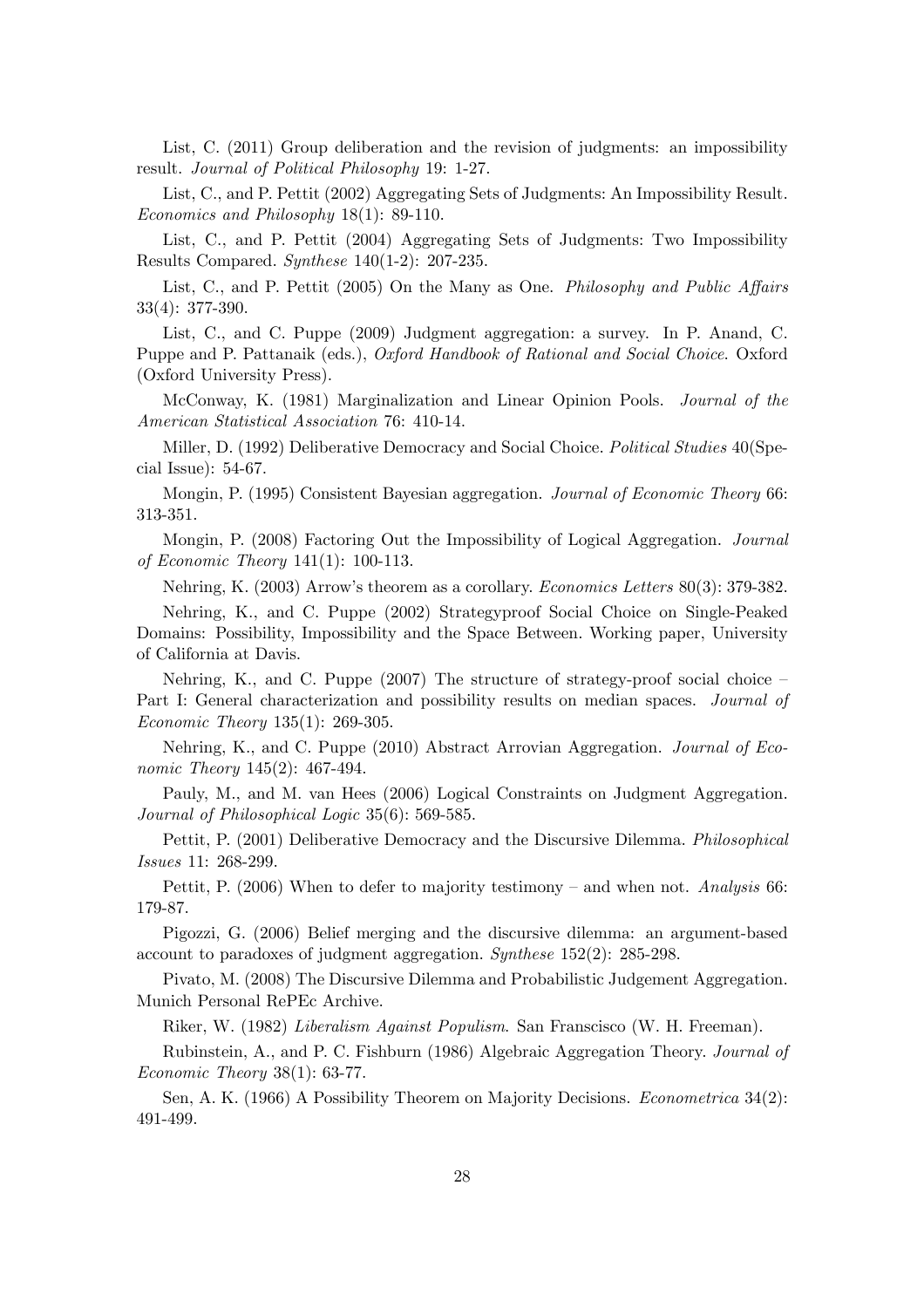List, C. (2011) Group deliberation and the revision of judgments: an impossibility result. *Journal of Political Philosophy* 19: 1-27.

List, C., and P. Pettit (2002) Aggregating Sets of Judgments: An Impossibility Result. *Economics and Philosophy* 18(1): 89-110.

List, C., and P. Pettit (2004) Aggregating Sets of Judgments: Two Impossibility Results Compared. *Synthese* 140(1-2): 207-235.

List, C., and P. Pettit (2005) On the Many as One. *Philosophy and Public Affairs* 33(4): 377-390.

List, C., and C. Puppe (2009) Judgment aggregation: a survey. In P. Anand, C. Puppe and P. Pattanaik (eds.), *Oxford Handbook of Rational and Social Choice*. Oxford (Oxford University Press).

McConway, K. (1981) Marginalization and Linear Opinion Pools. *Journal of the American Statistical Association* 76: 410-14.

Miller, D. (1992) Deliberative Democracy and Social Choice. *Political Studies* 40(Special Issue): 54-67.

Mongin, P. (1995) Consistent Bayesian aggregation. *Journal of Economic Theory* 66: 313-351.

Mongin, P. (2008) Factoring Out the Impossibility of Logical Aggregation. *Journal of Economic Theory* 141(1): 100-113.

Nehring, K. (2003) Arrow's theorem as a corollary. *Economics Letters* 80(3): 379-382.

Nehring, K., and C. Puppe (2002) Strategyproof Social Choice on Single-Peaked Domains: Possibility, Impossibility and the Space Between. Working paper, University of California at Davis.

Nehring, K., and C. Puppe (2007) The structure of strategy-proof social choice – Part I: General characterization and possibility results on median spaces. *Journal of Economic Theory* 135(1): 269-305.

Nehring, K., and C. Puppe (2010) Abstract Arrovian Aggregation. *Journal of Economic Theory* 145(2): 467-494.

Pauly, M., and M. van Hees (2006) Logical Constraints on Judgment Aggregation. *Journal of Philosophical Logic* 35(6): 569-585.

Pettit, P. (2001) Deliberative Democracy and the Discursive Dilemma. *Philosophical Issues* 11: 268-299.

Pettit, P. (2006) When to defer to majority testimony – and when not. *Analysis* 66: 179-87.

Pigozzi, G. (2006) Belief merging and the discursive dilemma: an argument-based account to paradoxes of judgment aggregation. *Synthese* 152(2): 285-298.

Pivato, M. (2008) The Discursive Dilemma and Probabilistic Judgement Aggregation. Munich Personal RePEc Archive.

Riker, W. (1982) *Liberalism Against Populism*. San Franscisco (W. H. Freeman).

Rubinstein, A., and P. C. Fishburn (1986) Algebraic Aggregation Theory. *Journal of Economic Theory* 38(1): 63-77.

Sen, A. K. (1966) A Possibility Theorem on Majority Decisions. *Econometrica* 34(2): 491-499.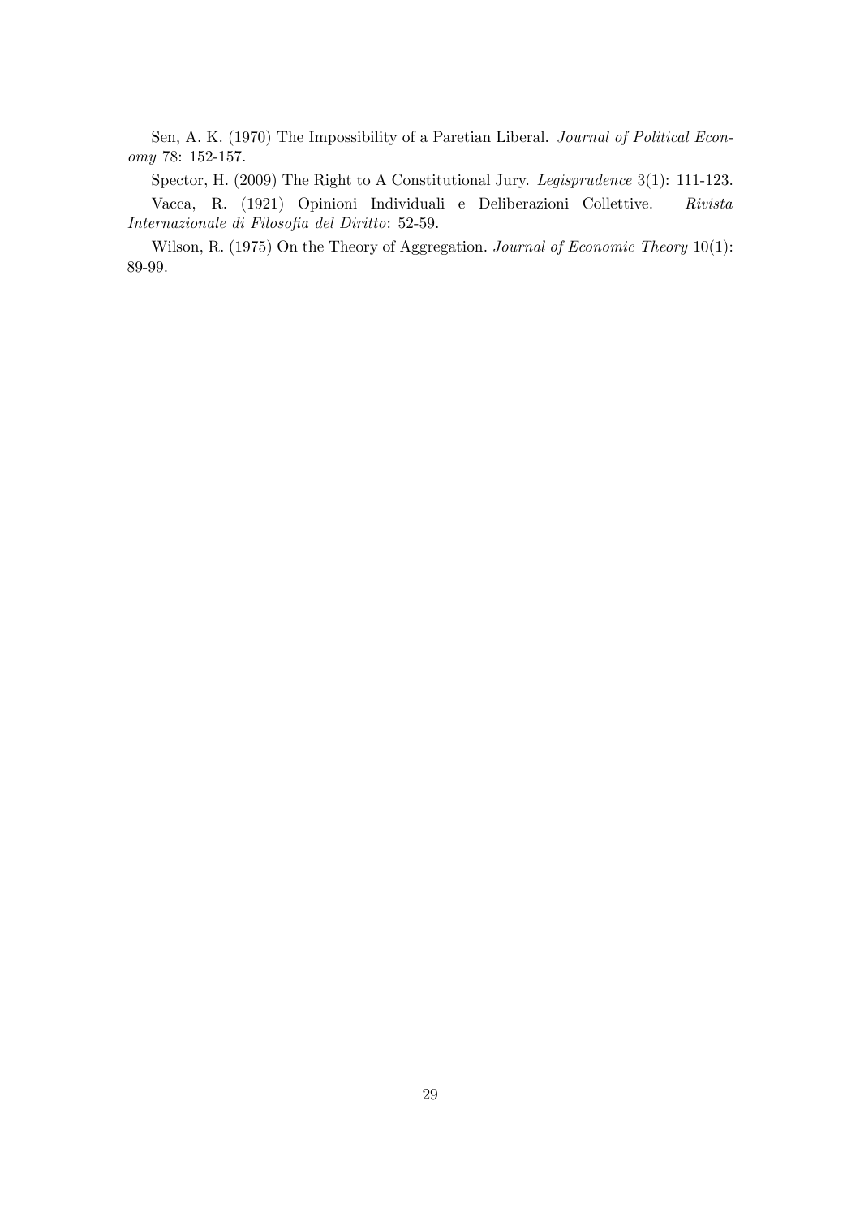Sen, A. K. (1970) The Impossibility of a Paretian Liberal. *Journal of Political Economy* 78: 152-157.

Spector, H. (2009) The Right to A Constitutional Jury. *Legisprudence* 3(1): 111-123.

Vacca, R. (1921) Opinioni Individuali e Deliberazioni Collettive. *Rivista Internazionale di Filosofia del Diritto*: 52-59.

Wilson, R. (1975) On the Theory of Aggregation. *Journal of Economic Theory* 10(1): 89-99.